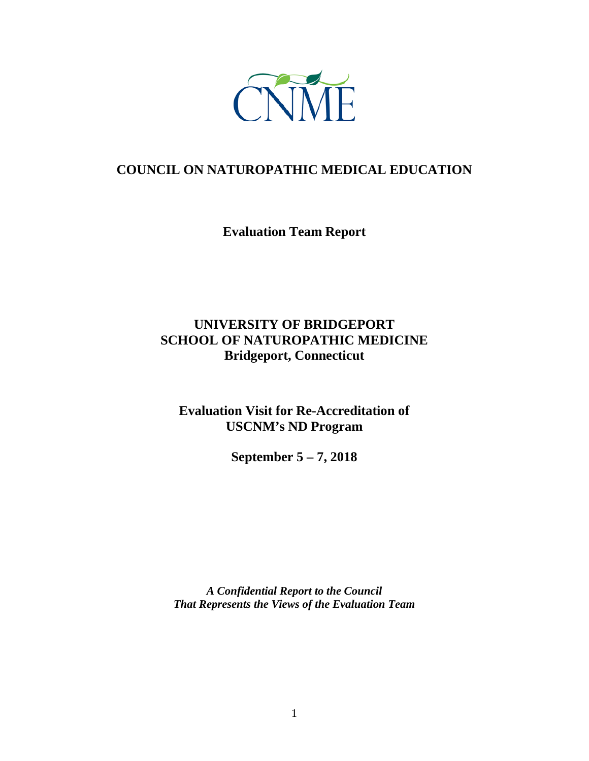CNME

# COUNCIL ON NATUROPATHIC MEDICAL EDUCATION

## Evaluation Team Report

## UNIVERSITY OF BRIDGEPORT
## SCHOOL OF NATUROPATHIC MEDICINE
## Bridgeport, Connecticut

**Evaluation Visit for Re-Accreditation of USCNM's ND Program**

**September 5 – 7, 2018**

***A Confidential Report to the Council That Represents the Views of the Evaluation Team***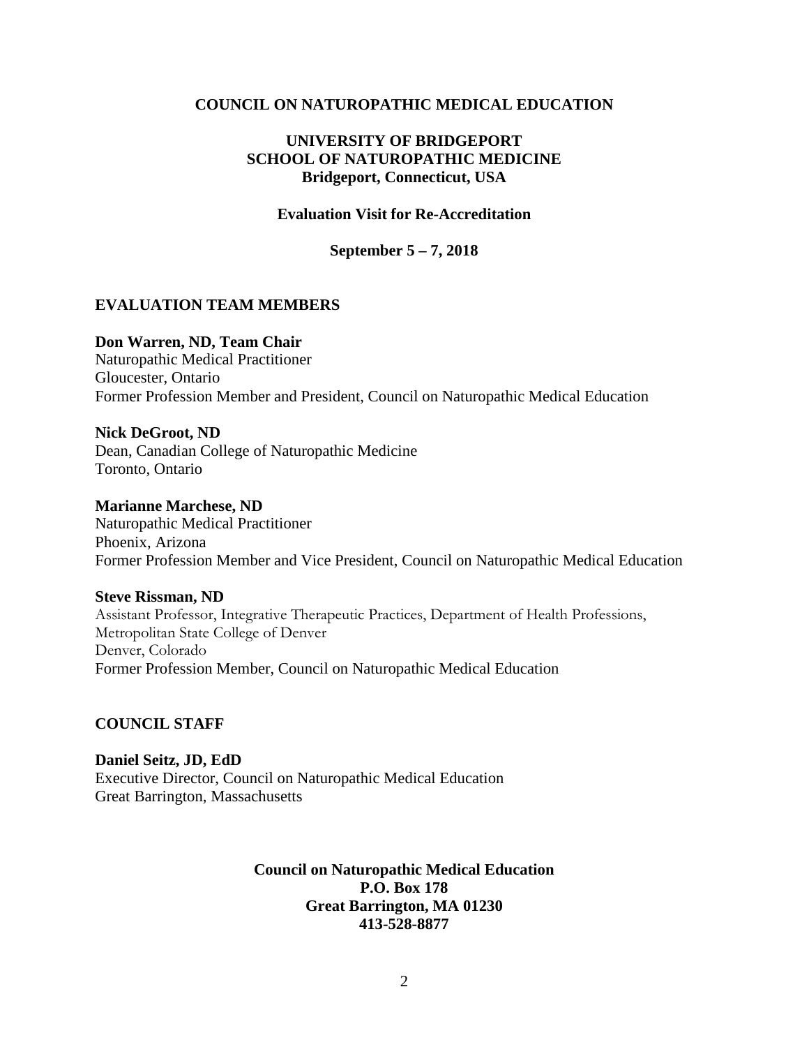**COUNCIL ON NATUROPATHIC MEDICAL EDUCATION**

**UNIVERSITY OF BRIDGEPORT**
**SCHOOL OF NATUROPATHIC MEDICINE**
**Bridgeport, Connecticut, USA**

**Evaluation Visit for Re-Accreditation**

**September 5 – 7, 2018**

## EVALUATION TEAM MEMBERS

**Don Warren, ND, Team Chair**
Naturopathic Medical Practitioner
Gloucester, Ontario
Former Profession Member and President, Council on Naturopathic Medical Education

**Nick DeGroot, ND**
Dean, Canadian College of Naturopathic Medicine
Toronto, Ontario

**Marianne Marchese, ND**
Naturopathic Medical Practitioner
Phoenix, Arizona
Former Profession Member and Vice President, Council on Naturopathic Medical Education

**Steve Rissman, ND**
Assistant Professor, Integrative Therapeutic Practices, Department of Health Professions, Metropolitan State College of Denver
Denver, Colorado
Former Profession Member, Council on Naturopathic Medical Education

## COUNCIL STAFF

**Daniel Seitz, JD, EdD**
Executive Director, Council on Naturopathic Medical Education
Great Barrington, Massachusetts

**Council on Naturopathic Medical Education**
**P.O. Box 178**
**Great Barrington, MA 01230**
**413-528-8877**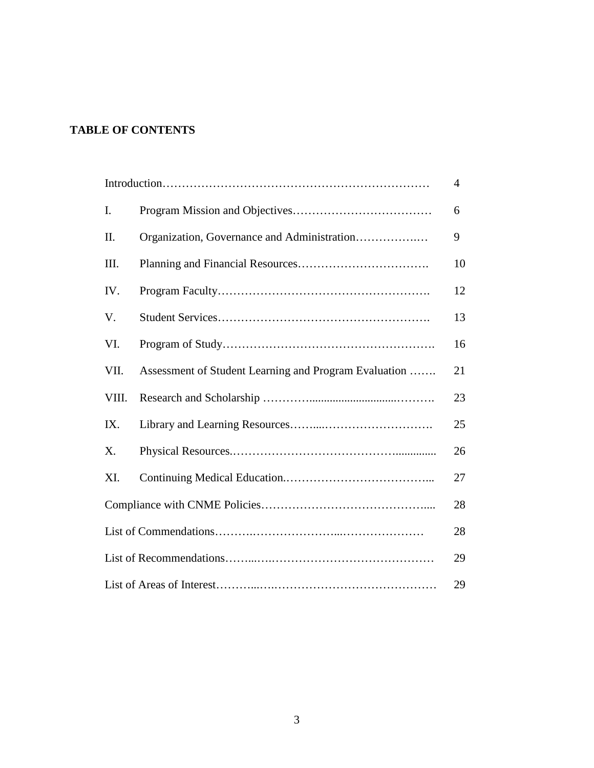**TABLE OF CONTENTS**

| | | |
|---|---|---|
| Introduction | | 4 |
| I. | Program Mission and Objectives | 6 |
| II. | Organization, Governance and Administration | 9 |
| III. | Planning and Financial Resources | 10 |
| IV. | Program Faculty | 12 |
| V. | Student Services | 13 |
| VI. | Program of Study | 16 |
| VII. | Assessment of Student Learning and Program Evaluation | 21 |
| VIII. | Research and Scholarship | 23 |
| IX. | Library and Learning Resources | 25 |
| X. | Physical Resources | 26 |
| XI. | Continuing Medical Education | 27 |
| Compliance with CNME Policies | | 28 |
| List of Commendations | | 28 |
| List of Recommendations | | 29 |
| List of Areas of Interest | | 29 |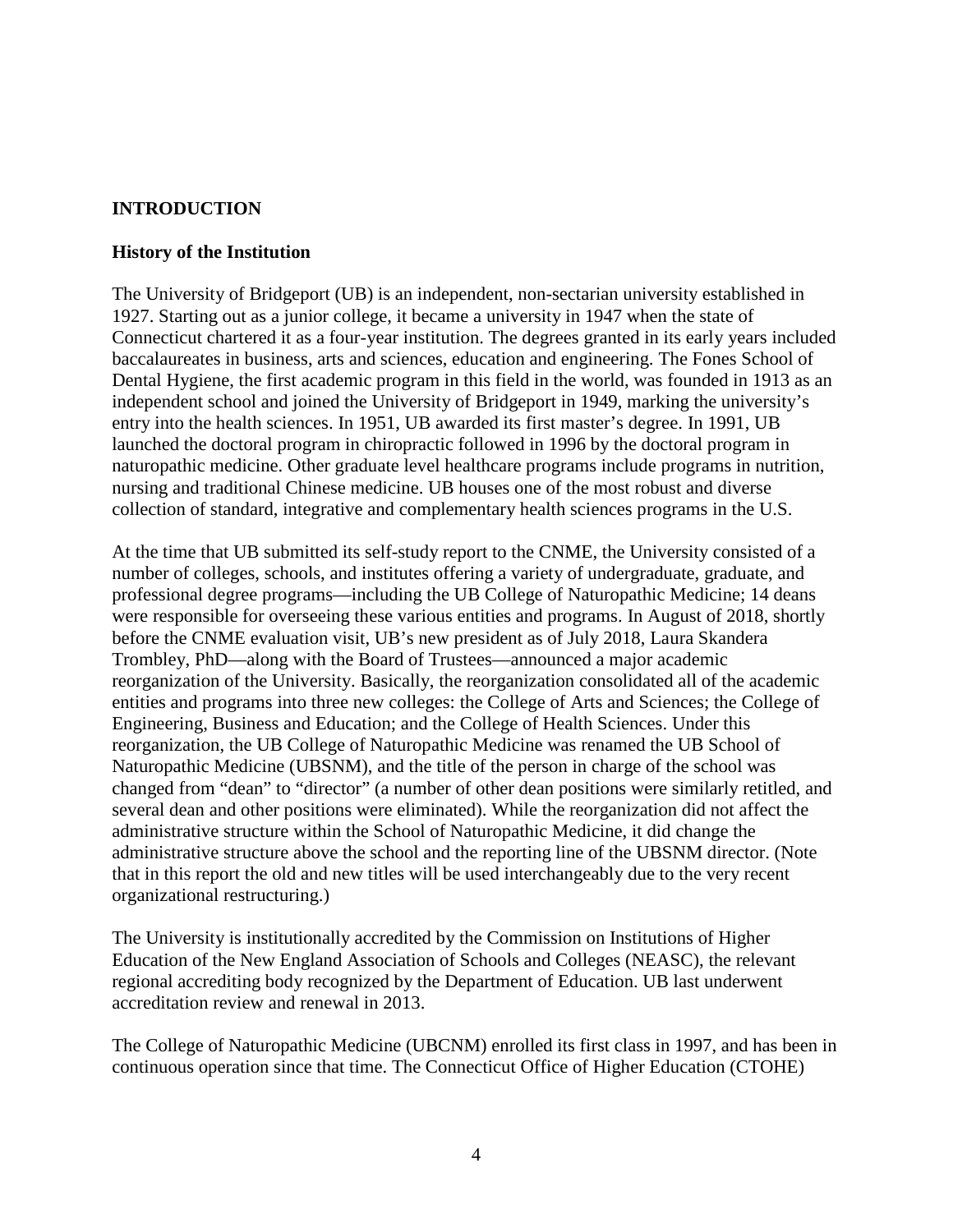## INTRODUCTION

### History of the Institution

The University of Bridgeport (UB) is an independent, non-sectarian university established in 1927. Starting out as a junior college, it became a university in 1947 when the state of Connecticut chartered it as a four-year institution. The degrees granted in its early years included baccalaureates in business, arts and sciences, education and engineering. The Fones School of Dental Hygiene, the first academic program in this field in the world, was founded in 1913 as an independent school and joined the University of Bridgeport in 1949, marking the university's entry into the health sciences. In 1951, UB awarded its first master's degree. In 1991, UB launched the doctoral program in chiropractic followed in 1996 by the doctoral program in naturopathic medicine. Other graduate level healthcare programs include programs in nutrition, nursing and traditional Chinese medicine. UB houses one of the most robust and diverse collection of standard, integrative and complementary health sciences programs in the U.S.

At the time that UB submitted its self-study report to the CNME, the University consisted of a number of colleges, schools, and institutes offering a variety of undergraduate, graduate, and professional degree programs—including the UB College of Naturopathic Medicine; 14 deans were responsible for overseeing these various entities and programs. In August of 2018, shortly before the CNME evaluation visit, UB's new president as of July 2018, Laura Skandera Trombley, PhD—along with the Board of Trustees—announced a major academic reorganization of the University. Basically, the reorganization consolidated all of the academic entities and programs into three new colleges: the College of Arts and Sciences; the College of Engineering, Business and Education; and the College of Health Sciences. Under this reorganization, the UB College of Naturopathic Medicine was renamed the UB School of Naturopathic Medicine (UBSNM), and the title of the person in charge of the school was changed from "dean" to "director" (a number of other dean positions were similarly retitled, and several dean and other positions were eliminated). While the reorganization did not affect the administrative structure within the School of Naturopathic Medicine, it did change the administrative structure above the school and the reporting line of the UBSNM director. (Note that in this report the old and new titles will be used interchangeably due to the very recent organizational restructuring.)

The University is institutionally accredited by the Commission on Institutions of Higher Education of the New England Association of Schools and Colleges (NEASC), the relevant regional accrediting body recognized by the Department of Education. UB last underwent accreditation review and renewal in 2013.

The College of Naturopathic Medicine (UBCNM) enrolled its first class in 1997, and has been in continuous operation since that time. The Connecticut Office of Higher Education (CTOHE)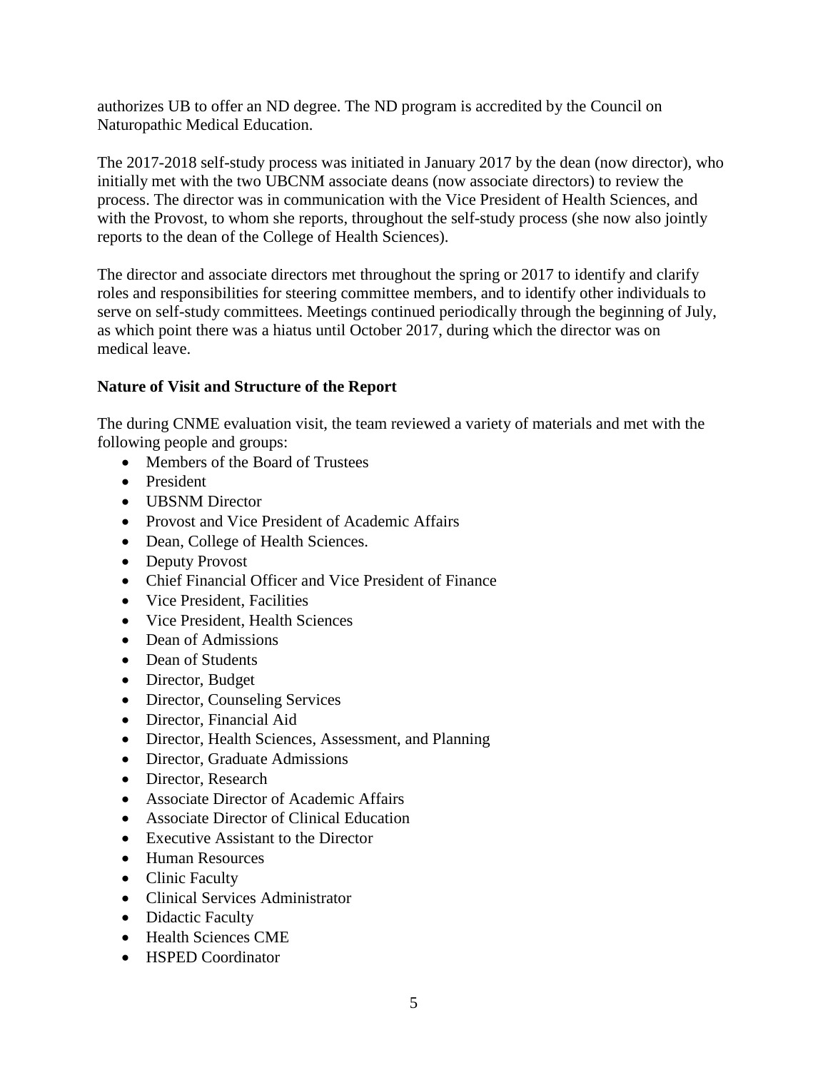authorizes UB to offer an ND degree. The ND program is accredited by the Council on Naturopathic Medical Education.

The 2017-2018 self-study process was initiated in January 2017 by the dean (now director), who initially met with the two UBCNM associate deans (now associate directors) to review the process. The director was in communication with the Vice President of Health Sciences, and with the Provost, to whom she reports, throughout the self-study process (she now also jointly reports to the dean of the College of Health Sciences).

The director and associate directors met throughout the spring or 2017 to identify and clarify roles and responsibilities for steering committee members, and to identify other individuals to serve on self-study committees. Meetings continued periodically through the beginning of July, as which point there was a hiatus until October 2017, during which the director was on medical leave.

**Nature of Visit and Structure of the Report**

The during CNME evaluation visit, the team reviewed a variety of materials and met with the following people and groups:

- Members of the Board of Trustees
- President
- UBSNM Director
- Provost and Vice President of Academic Affairs
- Dean, College of Health Sciences.
- Deputy Provost
- Chief Financial Officer and Vice President of Finance
- Vice President, Facilities
- Vice President, Health Sciences
- Dean of Admissions
- Dean of Students
- Director, Budget
- Director, Counseling Services
- Director, Financial Aid
- Director, Health Sciences, Assessment, and Planning
- Director, Graduate Admissions
- Director, Research
- Associate Director of Academic Affairs
- Associate Director of Clinical Education
- Executive Assistant to the Director
- Human Resources
- Clinic Faculty
- Clinical Services Administrator
- Didactic Faculty
- Health Sciences CME
- HSPED Coordinator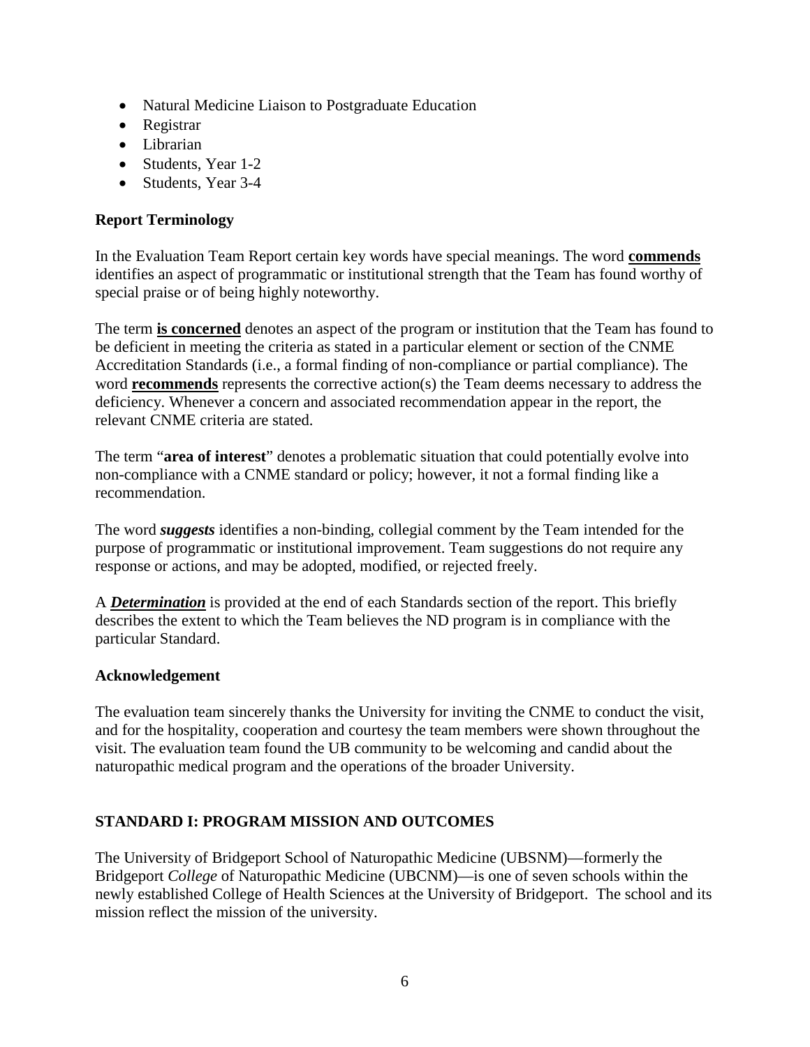- Natural Medicine Liaison to Postgraduate Education
- Registrar
- Librarian
- Students, Year 1-2
- Students, Year 3-4

**Report Terminology**

In the Evaluation Team Report certain key words have special meanings. The word **commends** identifies an aspect of programmatic or institutional strength that the Team has found worthy of special praise or of being highly noteworthy.

The term **is concerned** denotes an aspect of the program or institution that the Team has found to be deficient in meeting the criteria as stated in a particular element or section of the CNME Accreditation Standards (i.e., a formal finding of non-compliance or partial compliance). The word **recommends** represents the corrective action(s) the Team deems necessary to address the deficiency. Whenever a concern and associated recommendation appear in the report, the relevant CNME criteria are stated.

The term "**area of interest**" denotes a problematic situation that could potentially evolve into non-compliance with a CNME standard or policy; however, it not a formal finding like a recommendation.

The word ***suggests*** identifies a non-binding, collegial comment by the Team intended for the purpose of programmatic or institutional improvement. Team suggestions do not require any response or actions, and may be adopted, modified, or rejected freely.

A ***Determination*** is provided at the end of each Standards section of the report. This briefly describes the extent to which the Team believes the ND program is in compliance with the particular Standard.

**Acknowledgement**

The evaluation team sincerely thanks the University for inviting the CNME to conduct the visit, and for the hospitality, cooperation and courtesy the team members were shown throughout the visit. The evaluation team found the UB community to be welcoming and candid about the naturopathic medical program and the operations of the broader University.

## STANDARD I: PROGRAM MISSION AND OUTCOMES

The University of Bridgeport School of Naturopathic Medicine (UBSNM)—formerly the Bridgeport *College* of Naturopathic Medicine (UBCNM)—is one of seven schools within the newly established College of Health Sciences at the University of Bridgeport. The school and its mission reflect the mission of the university.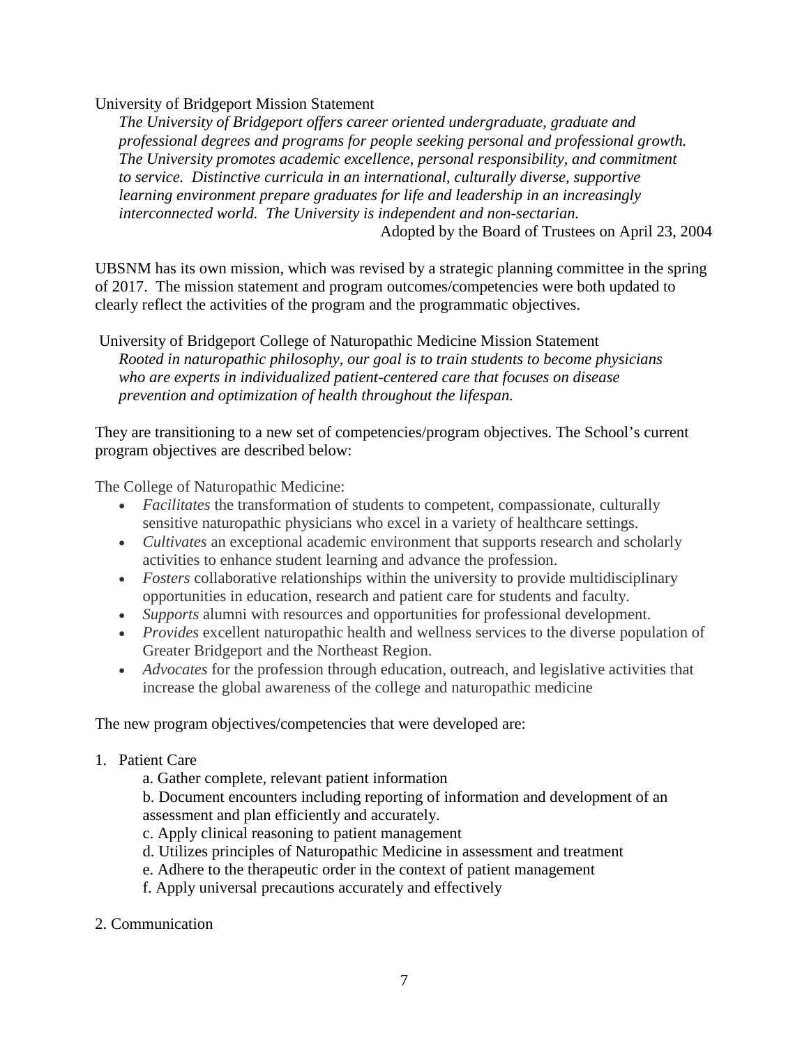University of Bridgeport Mission Statement

> *The University of Bridgeport offers career oriented undergraduate, graduate and professional degrees and programs for people seeking personal and professional growth. The University promotes academic excellence, personal responsibility, and commitment to service. Distinctive curricula in an international, culturally diverse, supportive learning environment prepare graduates for life and leadership in an increasingly interconnected world. The University is independent and non-sectarian.*
>
> Adopted by the Board of Trustees on April 23, 2004

UBSNM has its own mission, which was revised by a strategic planning committee in the spring of 2017. The mission statement and program outcomes/competencies were both updated to clearly reflect the activities of the program and the programmatic objectives.

University of Bridgeport College of Naturopathic Medicine Mission Statement

> *Rooted in naturopathic philosophy, our goal is to train students to become physicians who are experts in individualized patient-centered care that focuses on disease prevention and optimization of health throughout the lifespan.*

They are transitioning to a new set of competencies/program objectives. The School's current program objectives are described below:

The College of Naturopathic Medicine:

- *Facilitates* the transformation of students to competent, compassionate, culturally sensitive naturopathic physicians who excel in a variety of healthcare settings.
- *Cultivates* an exceptional academic environment that supports research and scholarly activities to enhance student learning and advance the profession.
- *Fosters* collaborative relationships within the university to provide multidisciplinary opportunities in education, research and patient care for students and faculty.
- *Supports* alumni with resources and opportunities for professional development.
- *Provides* excellent naturopathic health and wellness services to the diverse population of Greater Bridgeport and the Northeast Region.
- *Advocates* for the profession through education, outreach, and legislative activities that increase the global awareness of the college and naturopathic medicine

The new program objectives/competencies that were developed are:

1. Patient Care
   a. Gather complete, relevant patient information
   b. Document encounters including reporting of information and development of an assessment and plan efficiently and accurately.
   c. Apply clinical reasoning to patient management
   d. Utilizes principles of Naturopathic Medicine in assessment and treatment
   e. Adhere to the therapeutic order in the context of patient management
   f. Apply universal precautions accurately and effectively

2. Communication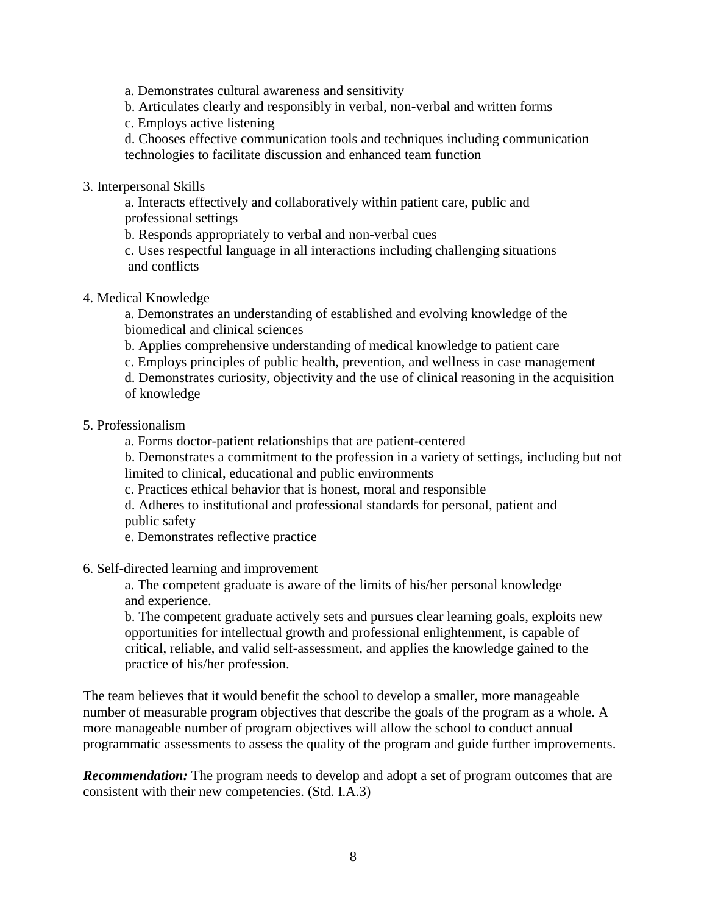a. Demonstrates cultural awareness and sensitivity
b. Articulates clearly and responsibly in verbal, non-verbal and written forms
c. Employs active listening
d. Chooses effective communication tools and techniques including communication technologies to facilitate discussion and enhanced team function

3. Interpersonal Skills
   a. Interacts effectively and collaboratively within patient care, public and professional settings
   b. Responds appropriately to verbal and non-verbal cues
   c. Uses respectful language in all interactions including challenging situations and conflicts

4. Medical Knowledge
   a. Demonstrates an understanding of established and evolving knowledge of the biomedical and clinical sciences
   b. Applies comprehensive understanding of medical knowledge to patient care
   c. Employs principles of public health, prevention, and wellness in case management
   d. Demonstrates curiosity, objectivity and the use of clinical reasoning in the acquisition of knowledge

5. Professionalism
   a. Forms doctor-patient relationships that are patient-centered
   b. Demonstrates a commitment to the profession in a variety of settings, including but not limited to clinical, educational and public environments
   c. Practices ethical behavior that is honest, moral and responsible
   d. Adheres to institutional and professional standards for personal, patient and public safety
   e. Demonstrates reflective practice

6. Self-directed learning and improvement
   a. The competent graduate is aware of the limits of his/her personal knowledge and experience.
   b. The competent graduate actively sets and pursues clear learning goals, exploits new opportunities for intellectual growth and professional enlightenment, is capable of critical, reliable, and valid self-assessment, and applies the knowledge gained to the practice of his/her profession.

The team believes that it would benefit the school to develop a smaller, more manageable number of measurable program objectives that describe the goals of the program as a whole. A more manageable number of program objectives will allow the school to conduct annual programmatic assessments to assess the quality of the program and guide further improvements.

***Recommendation:*** The program needs to develop and adopt a set of program outcomes that are consistent with their new competencies. (Std. I.A.3)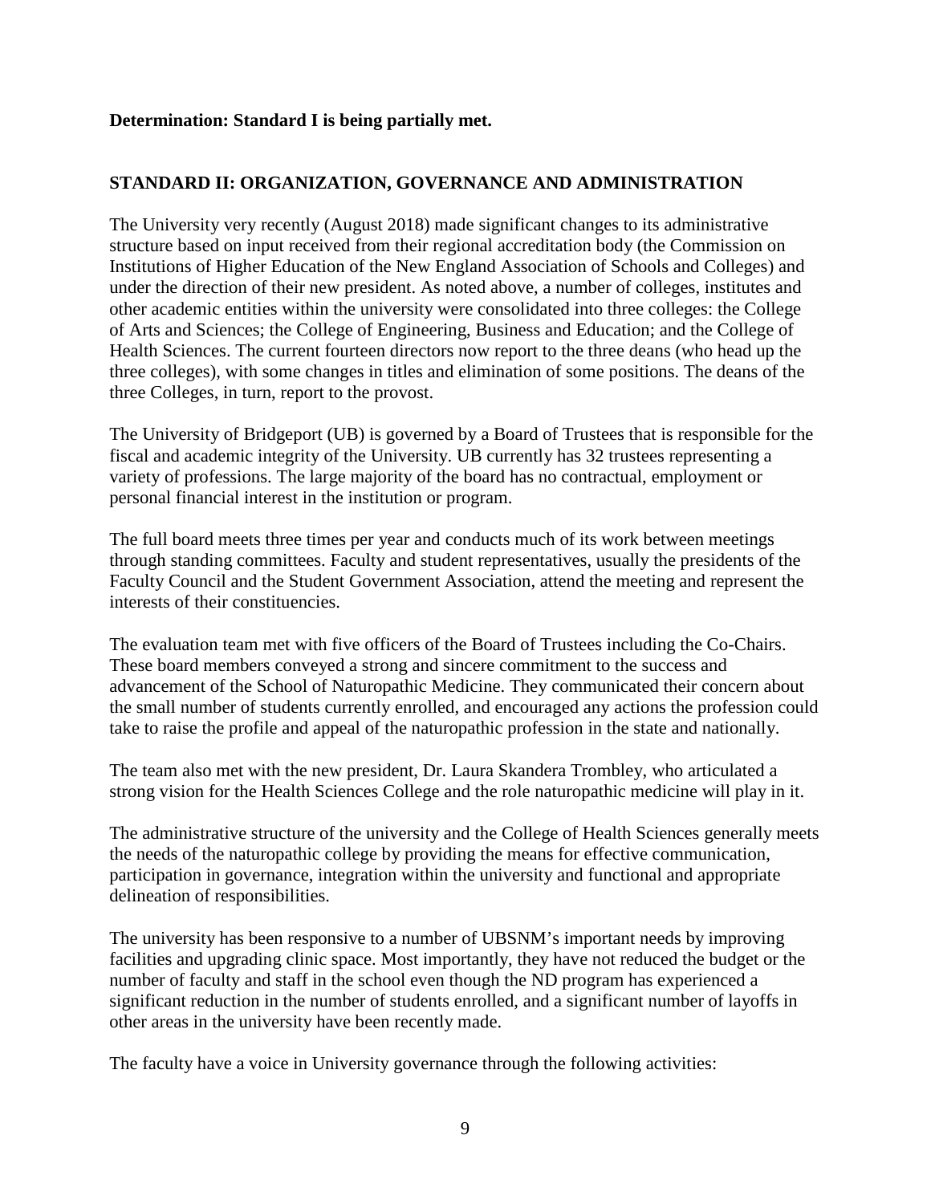**Determination: Standard I is being partially met.**

## STANDARD II: ORGANIZATION, GOVERNANCE AND ADMINISTRATION

The University very recently (August 2018) made significant changes to its administrative structure based on input received from their regional accreditation body (the Commission on Institutions of Higher Education of the New England Association of Schools and Colleges) and under the direction of their new president. As noted above, a number of colleges, institutes and other academic entities within the university were consolidated into three colleges: the College of Arts and Sciences; the College of Engineering, Business and Education; and the College of Health Sciences. The current fourteen directors now report to the three deans (who head up the three colleges), with some changes in titles and elimination of some positions. The deans of the three Colleges, in turn, report to the provost.

The University of Bridgeport (UB) is governed by a Board of Trustees that is responsible for the fiscal and academic integrity of the University. UB currently has 32 trustees representing a variety of professions. The large majority of the board has no contractual, employment or personal financial interest in the institution or program.

The full board meets three times per year and conducts much of its work between meetings through standing committees. Faculty and student representatives, usually the presidents of the Faculty Council and the Student Government Association, attend the meeting and represent the interests of their constituencies.

The evaluation team met with five officers of the Board of Trustees including the Co-Chairs. These board members conveyed a strong and sincere commitment to the success and advancement of the School of Naturopathic Medicine. They communicated their concern about the small number of students currently enrolled, and encouraged any actions the profession could take to raise the profile and appeal of the naturopathic profession in the state and nationally.

The team also met with the new president, Dr. Laura Skandera Trombley, who articulated a strong vision for the Health Sciences College and the role naturopathic medicine will play in it.

The administrative structure of the university and the College of Health Sciences generally meets the needs of the naturopathic college by providing the means for effective communication, participation in governance, integration within the university and functional and appropriate delineation of responsibilities.

The university has been responsive to a number of UBSNM's important needs by improving facilities and upgrading clinic space. Most importantly, they have not reduced the budget or the number of faculty and staff in the school even though the ND program has experienced a significant reduction in the number of students enrolled, and a significant number of layoffs in other areas in the university have been recently made.

The faculty have a voice in University governance through the following activities: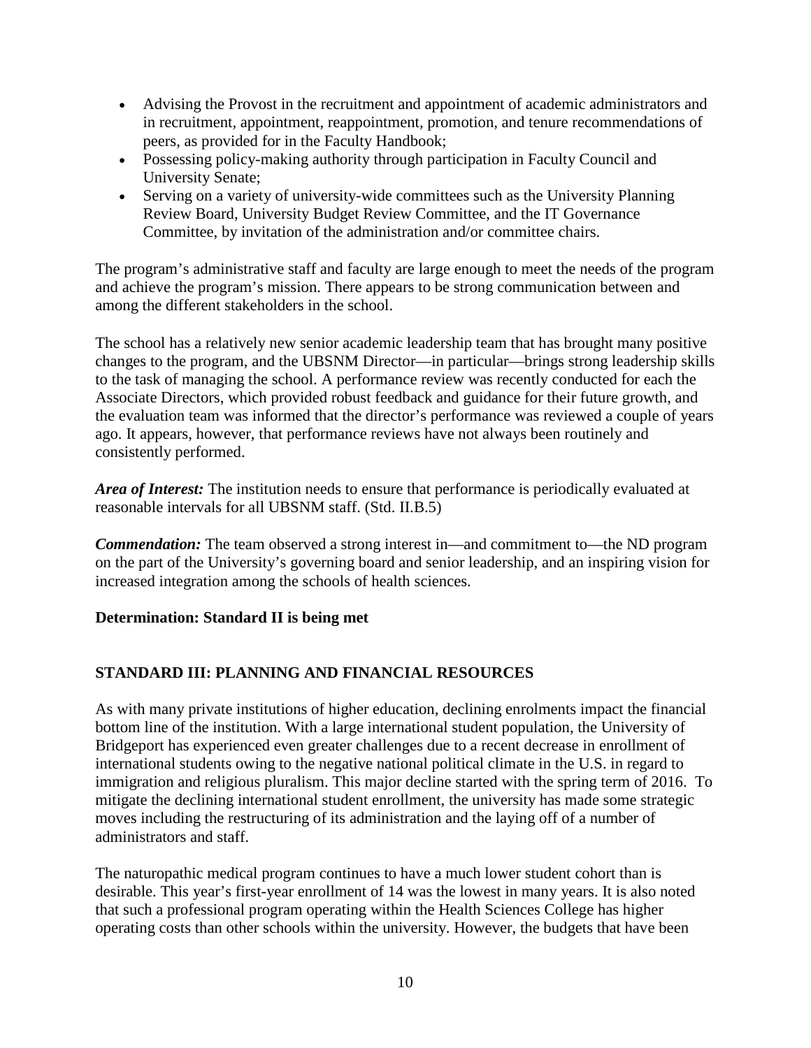- Advising the Provost in the recruitment and appointment of academic administrators and in recruitment, appointment, reappointment, promotion, and tenure recommendations of peers, as provided for in the Faculty Handbook;
- Possessing policy-making authority through participation in Faculty Council and University Senate;
- Serving on a variety of university-wide committees such as the University Planning Review Board, University Budget Review Committee, and the IT Governance Committee, by invitation of the administration and/or committee chairs.

The program's administrative staff and faculty are large enough to meet the needs of the program and achieve the program's mission. There appears to be strong communication between and among the different stakeholders in the school.

The school has a relatively new senior academic leadership team that has brought many positive changes to the program, and the UBSNM Director—in particular—brings strong leadership skills to the task of managing the school. A performance review was recently conducted for each the Associate Directors, which provided robust feedback and guidance for their future growth, and the evaluation team was informed that the director's performance was reviewed a couple of years ago. It appears, however, that performance reviews have not always been routinely and consistently performed.

***Area of Interest:*** The institution needs to ensure that performance is periodically evaluated at reasonable intervals for all UBSNM staff. (Std. II.B.5)

***Commendation:*** The team observed a strong interest in—and commitment to—the ND program on the part of the University's governing board and senior leadership, and an inspiring vision for increased integration among the schools of health sciences.

**Determination: Standard II is being met**

## STANDARD III: PLANNING AND FINANCIAL RESOURCES

As with many private institutions of higher education, declining enrolments impact the financial bottom line of the institution. With a large international student population, the University of Bridgeport has experienced even greater challenges due to a recent decrease in enrollment of international students owing to the negative national political climate in the U.S. in regard to immigration and religious pluralism. This major decline started with the spring term of 2016. To mitigate the declining international student enrollment, the university has made some strategic moves including the restructuring of its administration and the laying off of a number of administrators and staff.

The naturopathic medical program continues to have a much lower student cohort than is desirable. This year's first-year enrollment of 14 was the lowest in many years. It is also noted that such a professional program operating within the Health Sciences College has higher operating costs than other schools within the university. However, the budgets that have been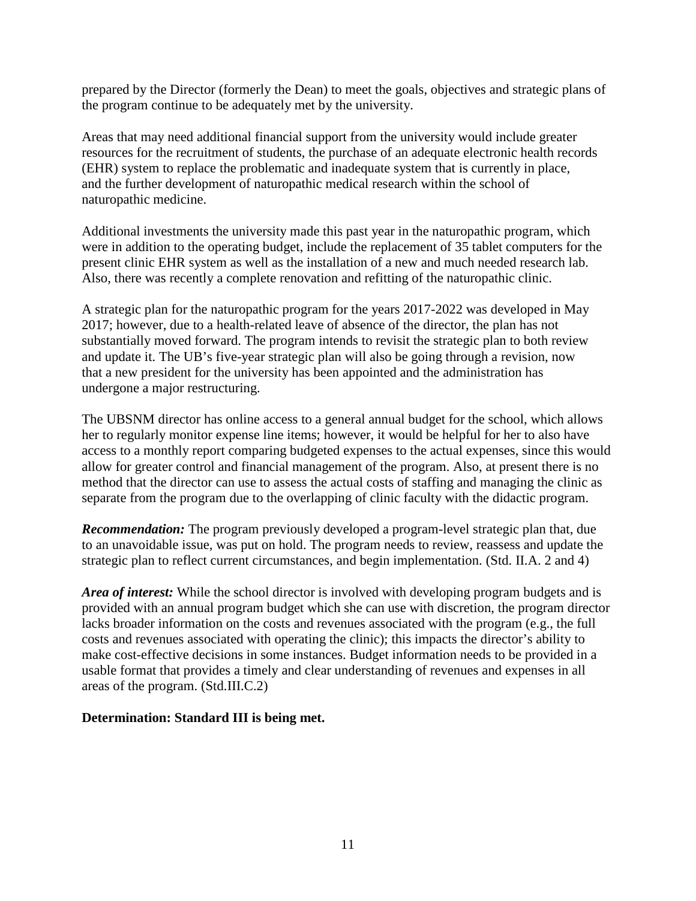prepared by the Director (formerly the Dean) to meet the goals, objectives and strategic plans of the program continue to be adequately met by the university.

Areas that may need additional financial support from the university would include greater resources for the recruitment of students, the purchase of an adequate electronic health records (EHR) system to replace the problematic and inadequate system that is currently in place, and the further development of naturopathic medical research within the school of naturopathic medicine.

Additional investments the university made this past year in the naturopathic program, which were in addition to the operating budget, include the replacement of 35 tablet computers for the present clinic EHR system as well as the installation of a new and much needed research lab. Also, there was recently a complete renovation and refitting of the naturopathic clinic.

A strategic plan for the naturopathic program for the years 2017-2022 was developed in May 2017; however, due to a health-related leave of absence of the director, the plan has not substantially moved forward. The program intends to revisit the strategic plan to both review and update it. The UB's five-year strategic plan will also be going through a revision, now that a new president for the university has been appointed and the administration has undergone a major restructuring.

The UBSNM director has online access to a general annual budget for the school, which allows her to regularly monitor expense line items; however, it would be helpful for her to also have access to a monthly report comparing budgeted expenses to the actual expenses, since this would allow for greater control and financial management of the program. Also, at present there is no method that the director can use to assess the actual costs of staffing and managing the clinic as separate from the program due to the overlapping of clinic faculty with the didactic program.

***Recommendation:*** The program previously developed a program-level strategic plan that, due to an unavoidable issue, was put on hold. The program needs to review, reassess and update the strategic plan to reflect current circumstances, and begin implementation. (Std. II.A. 2 and 4)

***Area of interest:*** While the school director is involved with developing program budgets and is provided with an annual program budget which she can use with discretion, the program director lacks broader information on the costs and revenues associated with the program (e.g., the full costs and revenues associated with operating the clinic); this impacts the director's ability to make cost-effective decisions in some instances. Budget information needs to be provided in a usable format that provides a timely and clear understanding of revenues and expenses in all areas of the program. (Std.III.C.2)

**Determination: Standard III is being met.**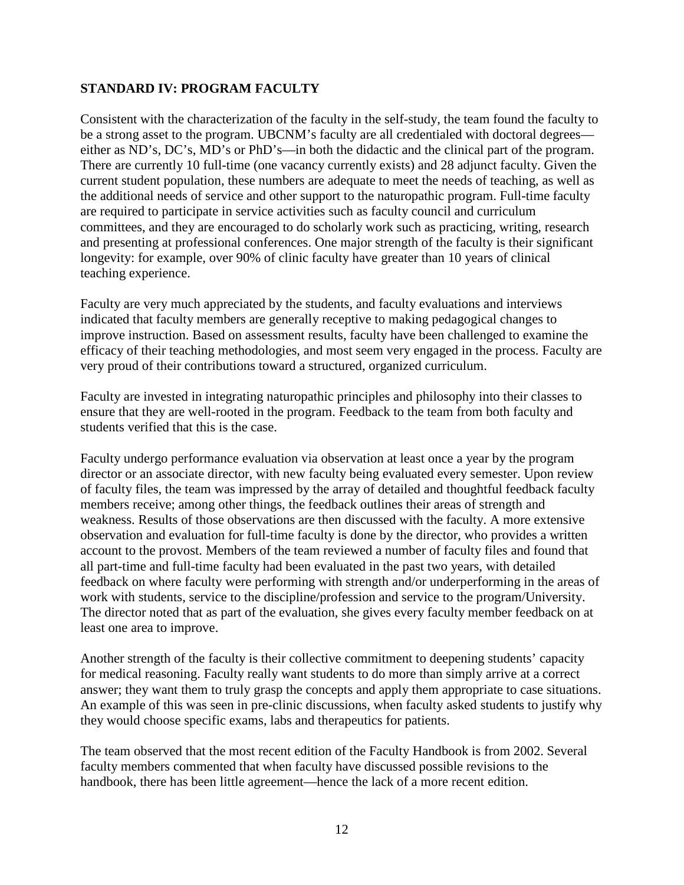## STANDARD IV: PROGRAM FACULTY

Consistent with the characterization of the faculty in the self-study, the team found the faculty to be a strong asset to the program. UBCNM's faculty are all credentialed with doctoral degrees—either as ND's, DC's, MD's or PhD's—in both the didactic and the clinical part of the program. There are currently 10 full-time (one vacancy currently exists) and 28 adjunct faculty. Given the current student population, these numbers are adequate to meet the needs of teaching, as well as the additional needs of service and other support to the naturopathic program. Full-time faculty are required to participate in service activities such as faculty council and curriculum committees, and they are encouraged to do scholarly work such as practicing, writing, research and presenting at professional conferences. One major strength of the faculty is their significant longevity: for example, over 90% of clinic faculty have greater than 10 years of clinical teaching experience.

Faculty are very much appreciated by the students, and faculty evaluations and interviews indicated that faculty members are generally receptive to making pedagogical changes to improve instruction. Based on assessment results, faculty have been challenged to examine the efficacy of their teaching methodologies, and most seem very engaged in the process. Faculty are very proud of their contributions toward a structured, organized curriculum.

Faculty are invested in integrating naturopathic principles and philosophy into their classes to ensure that they are well-rooted in the program. Feedback to the team from both faculty and students verified that this is the case.

Faculty undergo performance evaluation via observation at least once a year by the program director or an associate director, with new faculty being evaluated every semester. Upon review of faculty files, the team was impressed by the array of detailed and thoughtful feedback faculty members receive; among other things, the feedback outlines their areas of strength and weakness. Results of those observations are then discussed with the faculty. A more extensive observation and evaluation for full-time faculty is done by the director, who provides a written account to the provost. Members of the team reviewed a number of faculty files and found that all part-time and full-time faculty had been evaluated in the past two years, with detailed feedback on where faculty were performing with strength and/or underperforming in the areas of work with students, service to the discipline/profession and service to the program/University. The director noted that as part of the evaluation, she gives every faculty member feedback on at least one area to improve.

Another strength of the faculty is their collective commitment to deepening students' capacity for medical reasoning. Faculty really want students to do more than simply arrive at a correct answer; they want them to truly grasp the concepts and apply them appropriate to case situations. An example of this was seen in pre-clinic discussions, when faculty asked students to justify why they would choose specific exams, labs and therapeutics for patients.

The team observed that the most recent edition of the Faculty Handbook is from 2002. Several faculty members commented that when faculty have discussed possible revisions to the handbook, there has been little agreement—hence the lack of a more recent edition.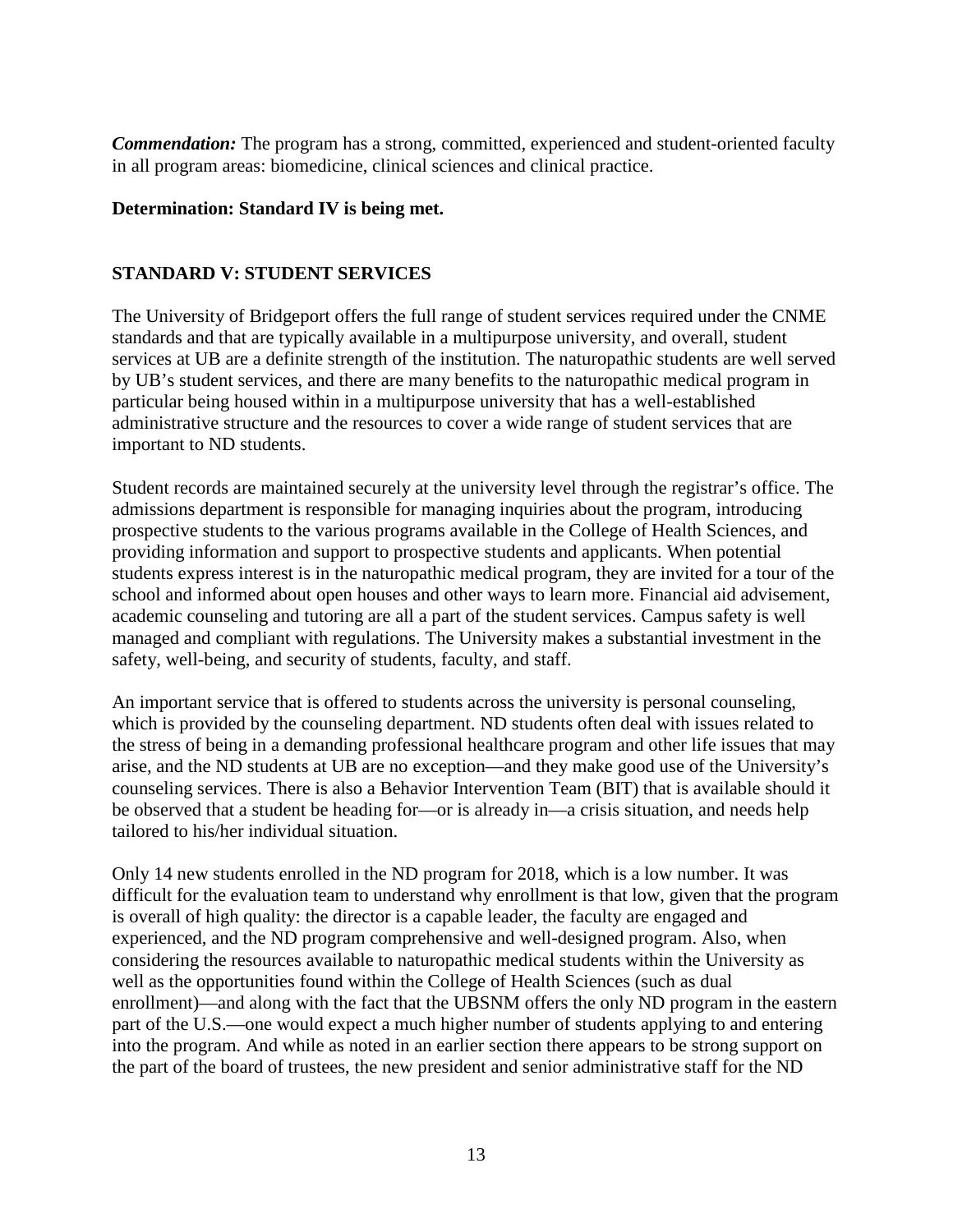***Commendation:*** The program has a strong, committed, experienced and student-oriented faculty in all program areas: biomedicine, clinical sciences and clinical practice.

**Determination: Standard IV is being met.**

## STANDARD V: STUDENT SERVICES

The University of Bridgeport offers the full range of student services required under the CNME standards and that are typically available in a multipurpose university, and overall, student services at UB are a definite strength of the institution. The naturopathic students are well served by UB's student services, and there are many benefits to the naturopathic medical program in particular being housed within in a multipurpose university that has a well-established administrative structure and the resources to cover a wide range of student services that are important to ND students.

Student records are maintained securely at the university level through the registrar's office. The admissions department is responsible for managing inquiries about the program, introducing prospective students to the various programs available in the College of Health Sciences, and providing information and support to prospective students and applicants. When potential students express interest is in the naturopathic medical program, they are invited for a tour of the school and informed about open houses and other ways to learn more. Financial aid advisement, academic counseling and tutoring are all a part of the student services. Campus safety is well managed and compliant with regulations. The University makes a substantial investment in the safety, well-being, and security of students, faculty, and staff.

An important service that is offered to students across the university is personal counseling, which is provided by the counseling department. ND students often deal with issues related to the stress of being in a demanding professional healthcare program and other life issues that may arise, and the ND students at UB are no exception—and they make good use of the University's counseling services. There is also a Behavior Intervention Team (BIT) that is available should it be observed that a student be heading for—or is already in—a crisis situation, and needs help tailored to his/her individual situation.

Only 14 new students enrolled in the ND program for 2018, which is a low number. It was difficult for the evaluation team to understand why enrollment is that low, given that the program is overall of high quality: the director is a capable leader, the faculty are engaged and experienced, and the ND program comprehensive and well-designed program. Also, when considering the resources available to naturopathic medical students within the University as well as the opportunities found within the College of Health Sciences (such as dual enrollment)—and along with the fact that the UBSNM offers the only ND program in the eastern part of the U.S.—one would expect a much higher number of students applying to and entering into the program. And while as noted in an earlier section there appears to be strong support on the part of the board of trustees, the new president and senior administrative staff for the ND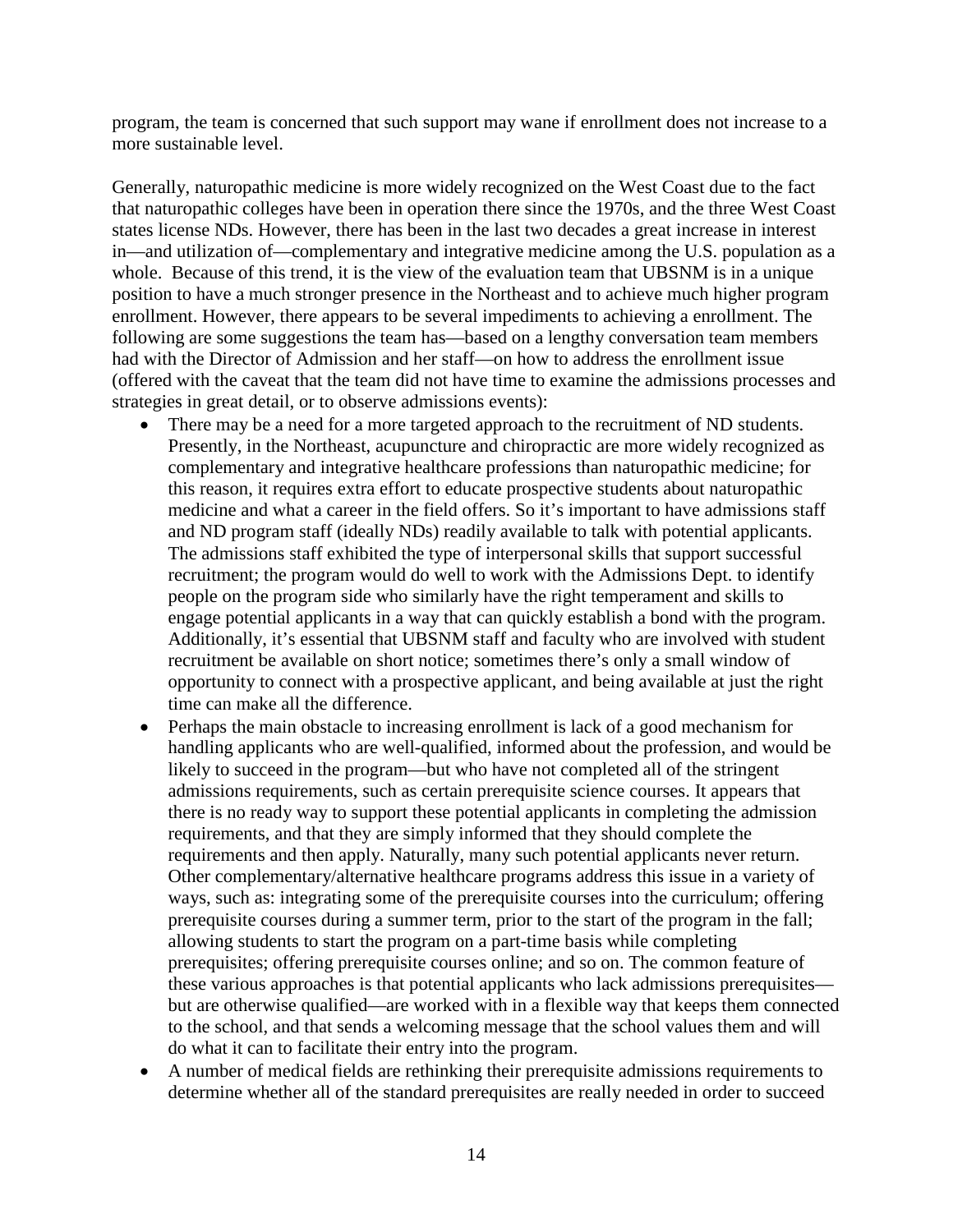program, the team is concerned that such support may wane if enrollment does not increase to a more sustainable level.

Generally, naturopathic medicine is more widely recognized on the West Coast due to the fact that naturopathic colleges have been in operation there since the 1970s, and the three West Coast states license NDs. However, there has been in the last two decades a great increase in interest in—and utilization of—complementary and integrative medicine among the U.S. population as a whole. Because of this trend, it is the view of the evaluation team that UBSNM is in a unique position to have a much stronger presence in the Northeast and to achieve much higher program enrollment. However, there appears to be several impediments to achieving a enrollment. The following are some suggestions the team has—based on a lengthy conversation team members had with the Director of Admission and her staff—on how to address the enrollment issue (offered with the caveat that the team did not have time to examine the admissions processes and strategies in great detail, or to observe admissions events):

- There may be a need for a more targeted approach to the recruitment of ND students. Presently, in the Northeast, acupuncture and chiropractic are more widely recognized as complementary and integrative healthcare professions than naturopathic medicine; for this reason, it requires extra effort to educate prospective students about naturopathic medicine and what a career in the field offers. So it's important to have admissions staff and ND program staff (ideally NDs) readily available to talk with potential applicants. The admissions staff exhibited the type of interpersonal skills that support successful recruitment; the program would do well to work with the Admissions Dept. to identify people on the program side who similarly have the right temperament and skills to engage potential applicants in a way that can quickly establish a bond with the program. Additionally, it's essential that UBSNM staff and faculty who are involved with student recruitment be available on short notice; sometimes there's only a small window of opportunity to connect with a prospective applicant, and being available at just the right time can make all the difference.
- Perhaps the main obstacle to increasing enrollment is lack of a good mechanism for handling applicants who are well-qualified, informed about the profession, and would be likely to succeed in the program—but who have not completed all of the stringent admissions requirements, such as certain prerequisite science courses. It appears that there is no ready way to support these potential applicants in completing the admission requirements, and that they are simply informed that they should complete the requirements and then apply. Naturally, many such potential applicants never return. Other complementary/alternative healthcare programs address this issue in a variety of ways, such as: integrating some of the prerequisite courses into the curriculum; offering prerequisite courses during a summer term, prior to the start of the program in the fall; allowing students to start the program on a part-time basis while completing prerequisites; offering prerequisite courses online; and so on. The common feature of these various approaches is that potential applicants who lack admissions prerequisites—but are otherwise qualified—are worked with in a flexible way that keeps them connected to the school, and that sends a welcoming message that the school values them and will do what it can to facilitate their entry into the program.
- A number of medical fields are rethinking their prerequisite admissions requirements to determine whether all of the standard prerequisites are really needed in order to succeed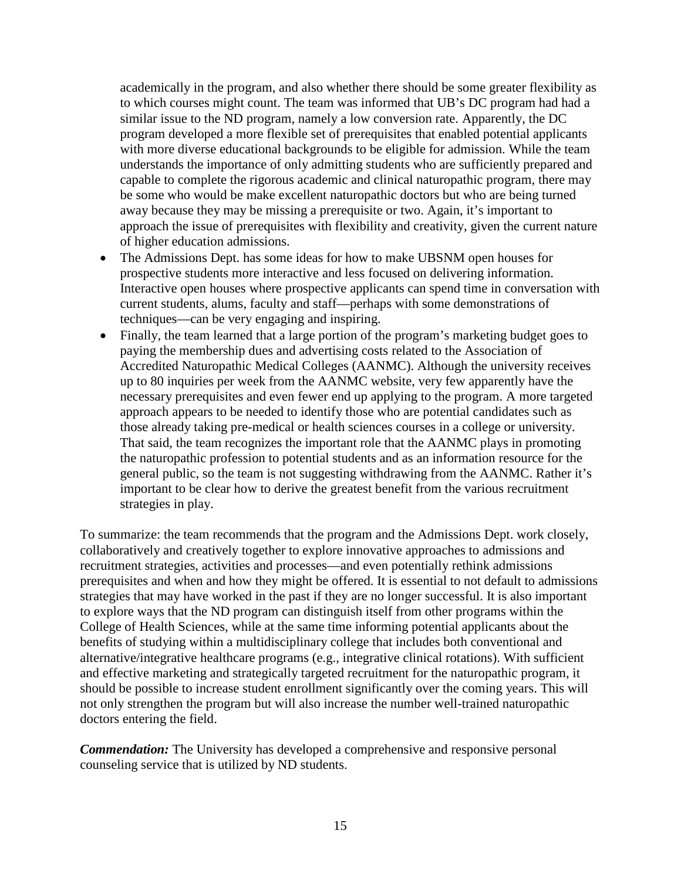academically in the program, and also whether there should be some greater flexibility as to which courses might count. The team was informed that UB's DC program had had a similar issue to the ND program, namely a low conversion rate. Apparently, the DC program developed a more flexible set of prerequisites that enabled potential applicants with more diverse educational backgrounds to be eligible for admission. While the team understands the importance of only admitting students who are sufficiently prepared and capable to complete the rigorous academic and clinical naturopathic program, there may be some who would be make excellent naturopathic doctors but who are being turned away because they may be missing a prerequisite or two. Again, it's important to approach the issue of prerequisites with flexibility and creativity, given the current nature of higher education admissions.

- The Admissions Dept. has some ideas for how to make UBSNM open houses for prospective students more interactive and less focused on delivering information. Interactive open houses where prospective applicants can spend time in conversation with current students, alums, faculty and staff—perhaps with some demonstrations of techniques—can be very engaging and inspiring.
- Finally, the team learned that a large portion of the program's marketing budget goes to paying the membership dues and advertising costs related to the Association of Accredited Naturopathic Medical Colleges (AANMC). Although the university receives up to 80 inquiries per week from the AANMC website, very few apparently have the necessary prerequisites and even fewer end up applying to the program. A more targeted approach appears to be needed to identify those who are potential candidates such as those already taking pre-medical or health sciences courses in a college or university. That said, the team recognizes the important role that the AANMC plays in promoting the naturopathic profession to potential students and as an information resource for the general public, so the team is not suggesting withdrawing from the AANMC. Rather it's important to be clear how to derive the greatest benefit from the various recruitment strategies in play.

To summarize: the team recommends that the program and the Admissions Dept. work closely, collaboratively and creatively together to explore innovative approaches to admissions and recruitment strategies, activities and processes—and even potentially rethink admissions prerequisites and when and how they might be offered. It is essential to not default to admissions strategies that may have worked in the past if they are no longer successful. It is also important to explore ways that the ND program can distinguish itself from other programs within the College of Health Sciences, while at the same time informing potential applicants about the benefits of studying within a multidisciplinary college that includes both conventional and alternative/integrative healthcare programs (e.g., integrative clinical rotations). With sufficient and effective marketing and strategically targeted recruitment for the naturopathic program, it should be possible to increase student enrollment significantly over the coming years. This will not only strengthen the program but will also increase the number well-trained naturopathic doctors entering the field.

***Commendation:*** The University has developed a comprehensive and responsive personal counseling service that is utilized by ND students.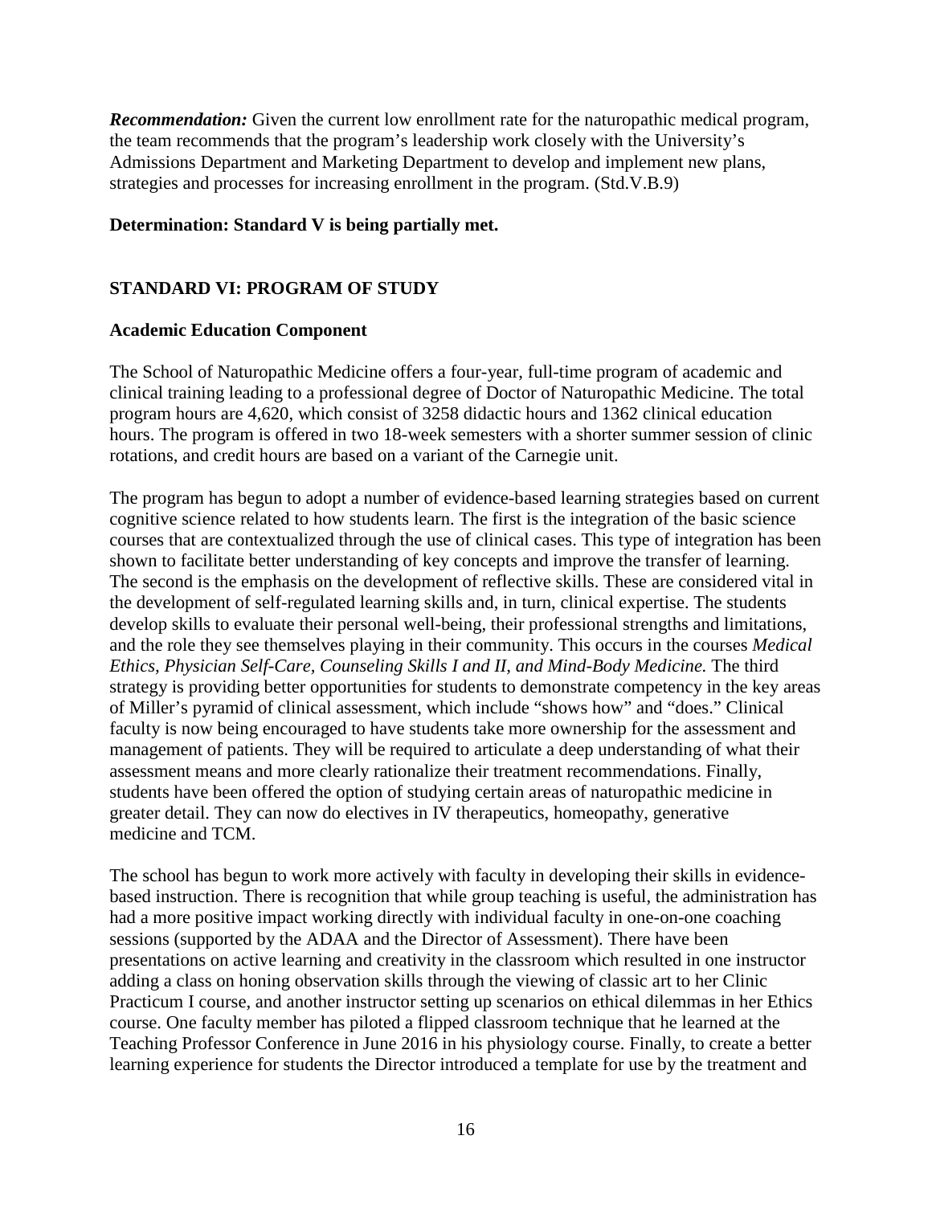***Recommendation:*** Given the current low enrollment rate for the naturopathic medical program, the team recommends that the program's leadership work closely with the University's Admissions Department and Marketing Department to develop and implement new plans, strategies and processes for increasing enrollment in the program. (Std.V.B.9)

**Determination: Standard V is being partially met.**

## STANDARD VI: PROGRAM OF STUDY

### Academic Education Component

The School of Naturopathic Medicine offers a four-year, full-time program of academic and clinical training leading to a professional degree of Doctor of Naturopathic Medicine. The total program hours are 4,620, which consist of 3258 didactic hours and 1362 clinical education hours. The program is offered in two 18-week semesters with a shorter summer session of clinic rotations, and credit hours are based on a variant of the Carnegie unit.

The program has begun to adopt a number of evidence-based learning strategies based on current cognitive science related to how students learn. The first is the integration of the basic science courses that are contextualized through the use of clinical cases. This type of integration has been shown to facilitate better understanding of key concepts and improve the transfer of learning. The second is the emphasis on the development of reflective skills. These are considered vital in the development of self-regulated learning skills and, in turn, clinical expertise. The students develop skills to evaluate their personal well-being, their professional strengths and limitations, and the role they see themselves playing in their community. This occurs in the courses *Medical Ethics, Physician Self-Care, Counseling Skills I and II, and Mind-Body Medicine.* The third strategy is providing better opportunities for students to demonstrate competency in the key areas of Miller's pyramid of clinical assessment, which include "shows how" and "does." Clinical faculty is now being encouraged to have students take more ownership for the assessment and management of patients. They will be required to articulate a deep understanding of what their assessment means and more clearly rationalize their treatment recommendations. Finally, students have been offered the option of studying certain areas of naturopathic medicine in greater detail. They can now do electives in IV therapeutics, homeopathy, generative medicine and TCM.

The school has begun to work more actively with faculty in developing their skills in evidence-based instruction. There is recognition that while group teaching is useful, the administration has had a more positive impact working directly with individual faculty in one-on-one coaching sessions (supported by the ADAA and the Director of Assessment). There have been presentations on active learning and creativity in the classroom which resulted in one instructor adding a class on honing observation skills through the viewing of classic art to her Clinic Practicum I course, and another instructor setting up scenarios on ethical dilemmas in her Ethics course. One faculty member has piloted a flipped classroom technique that he learned at the Teaching Professor Conference in June 2016 in his physiology course. Finally, to create a better learning experience for students the Director introduced a template for use by the treatment and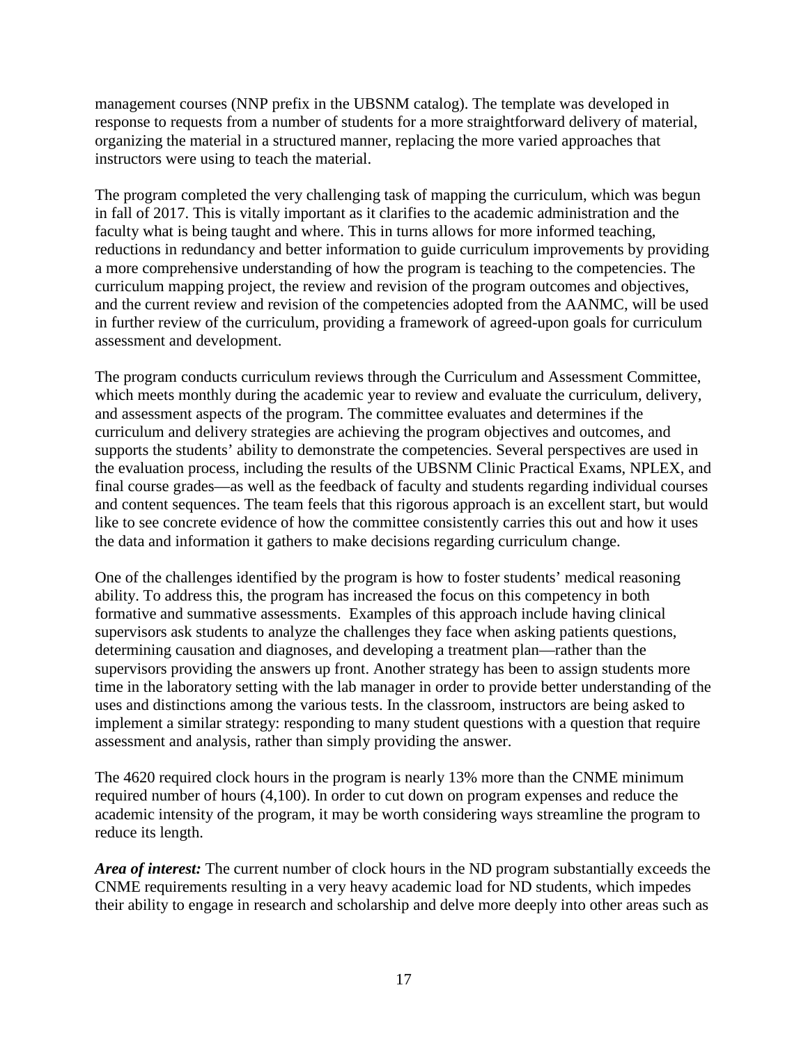management courses (NNP prefix in the UBSNM catalog). The template was developed in response to requests from a number of students for a more straightforward delivery of material, organizing the material in a structured manner, replacing the more varied approaches that instructors were using to teach the material.

The program completed the very challenging task of mapping the curriculum, which was begun in fall of 2017. This is vitally important as it clarifies to the academic administration and the faculty what is being taught and where. This in turns allows for more informed teaching, reductions in redundancy and better information to guide curriculum improvements by providing a more comprehensive understanding of how the program is teaching to the competencies. The curriculum mapping project, the review and revision of the program outcomes and objectives, and the current review and revision of the competencies adopted from the AANMC, will be used in further review of the curriculum, providing a framework of agreed-upon goals for curriculum assessment and development.

The program conducts curriculum reviews through the Curriculum and Assessment Committee, which meets monthly during the academic year to review and evaluate the curriculum, delivery, and assessment aspects of the program. The committee evaluates and determines if the curriculum and delivery strategies are achieving the program objectives and outcomes, and supports the students' ability to demonstrate the competencies. Several perspectives are used in the evaluation process, including the results of the UBSNM Clinic Practical Exams, NPLEX, and final course grades—as well as the feedback of faculty and students regarding individual courses and content sequences. The team feels that this rigorous approach is an excellent start, but would like to see concrete evidence of how the committee consistently carries this out and how it uses the data and information it gathers to make decisions regarding curriculum change.

One of the challenges identified by the program is how to foster students' medical reasoning ability. To address this, the program has increased the focus on this competency in both formative and summative assessments. Examples of this approach include having clinical supervisors ask students to analyze the challenges they face when asking patients questions, determining causation and diagnoses, and developing a treatment plan—rather than the supervisors providing the answers up front. Another strategy has been to assign students more time in the laboratory setting with the lab manager in order to provide better understanding of the uses and distinctions among the various tests. In the classroom, instructors are being asked to implement a similar strategy: responding to many student questions with a question that require assessment and analysis, rather than simply providing the answer.

The 4620 required clock hours in the program is nearly 13% more than the CNME minimum required number of hours (4,100). In order to cut down on program expenses and reduce the academic intensity of the program, it may be worth considering ways streamline the program to reduce its length.

***Area of interest:*** The current number of clock hours in the ND program substantially exceeds the CNME requirements resulting in a very heavy academic load for ND students, which impedes their ability to engage in research and scholarship and delve more deeply into other areas such as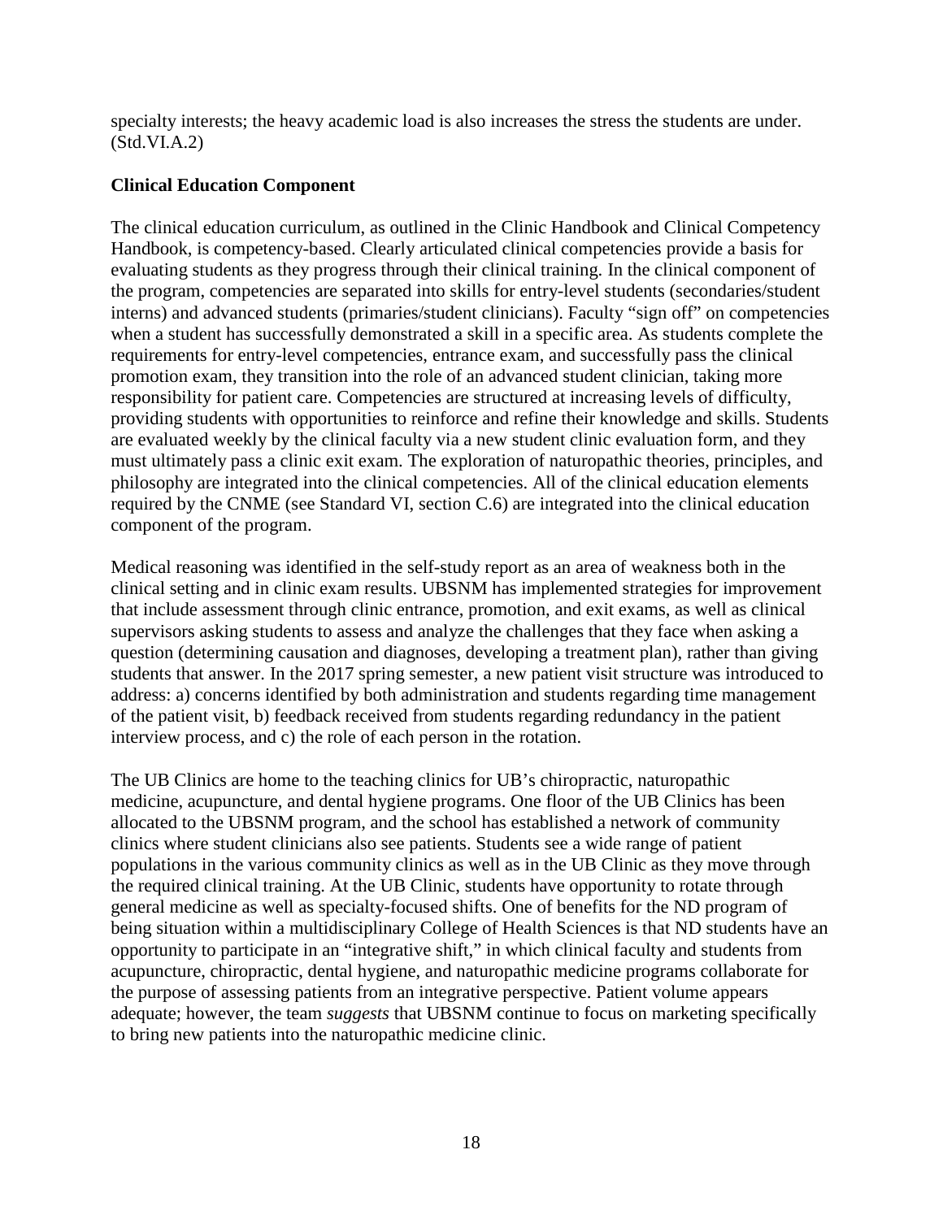specialty interests; the heavy academic load is also increases the stress the students are under. (Std.VI.A.2)

**Clinical Education Component**

The clinical education curriculum, as outlined in the Clinic Handbook and Clinical Competency Handbook, is competency-based. Clearly articulated clinical competencies provide a basis for evaluating students as they progress through their clinical training. In the clinical component of the program, competencies are separated into skills for entry-level students (secondaries/student interns) and advanced students (primaries/student clinicians). Faculty "sign off" on competencies when a student has successfully demonstrated a skill in a specific area. As students complete the requirements for entry-level competencies, entrance exam, and successfully pass the clinical promotion exam, they transition into the role of an advanced student clinician, taking more responsibility for patient care. Competencies are structured at increasing levels of difficulty, providing students with opportunities to reinforce and refine their knowledge and skills. Students are evaluated weekly by the clinical faculty via a new student clinic evaluation form, and they must ultimately pass a clinic exit exam. The exploration of naturopathic theories, principles, and philosophy are integrated into the clinical competencies. All of the clinical education elements required by the CNME (see Standard VI, section C.6) are integrated into the clinical education component of the program.

Medical reasoning was identified in the self-study report as an area of weakness both in the clinical setting and in clinic exam results. UBSNM has implemented strategies for improvement that include assessment through clinic entrance, promotion, and exit exams, as well as clinical supervisors asking students to assess and analyze the challenges that they face when asking a question (determining causation and diagnoses, developing a treatment plan), rather than giving students that answer. In the 2017 spring semester, a new patient visit structure was introduced to address: a) concerns identified by both administration and students regarding time management of the patient visit, b) feedback received from students regarding redundancy in the patient interview process, and c) the role of each person in the rotation.

The UB Clinics are home to the teaching clinics for UB's chiropractic, naturopathic medicine, acupuncture, and dental hygiene programs. One floor of the UB Clinics has been allocated to the UBSNM program, and the school has established a network of community clinics where student clinicians also see patients. Students see a wide range of patient populations in the various community clinics as well as in the UB Clinic as they move through the required clinical training. At the UB Clinic, students have opportunity to rotate through general medicine as well as specialty-focused shifts. One of benefits for the ND program of being situation within a multidisciplinary College of Health Sciences is that ND students have an opportunity to participate in an "integrative shift," in which clinical faculty and students from acupuncture, chiropractic, dental hygiene, and naturopathic medicine programs collaborate for the purpose of assessing patients from an integrative perspective. Patient volume appears adequate; however, the team *suggests* that UBSNM continue to focus on marketing specifically to bring new patients into the naturopathic medicine clinic.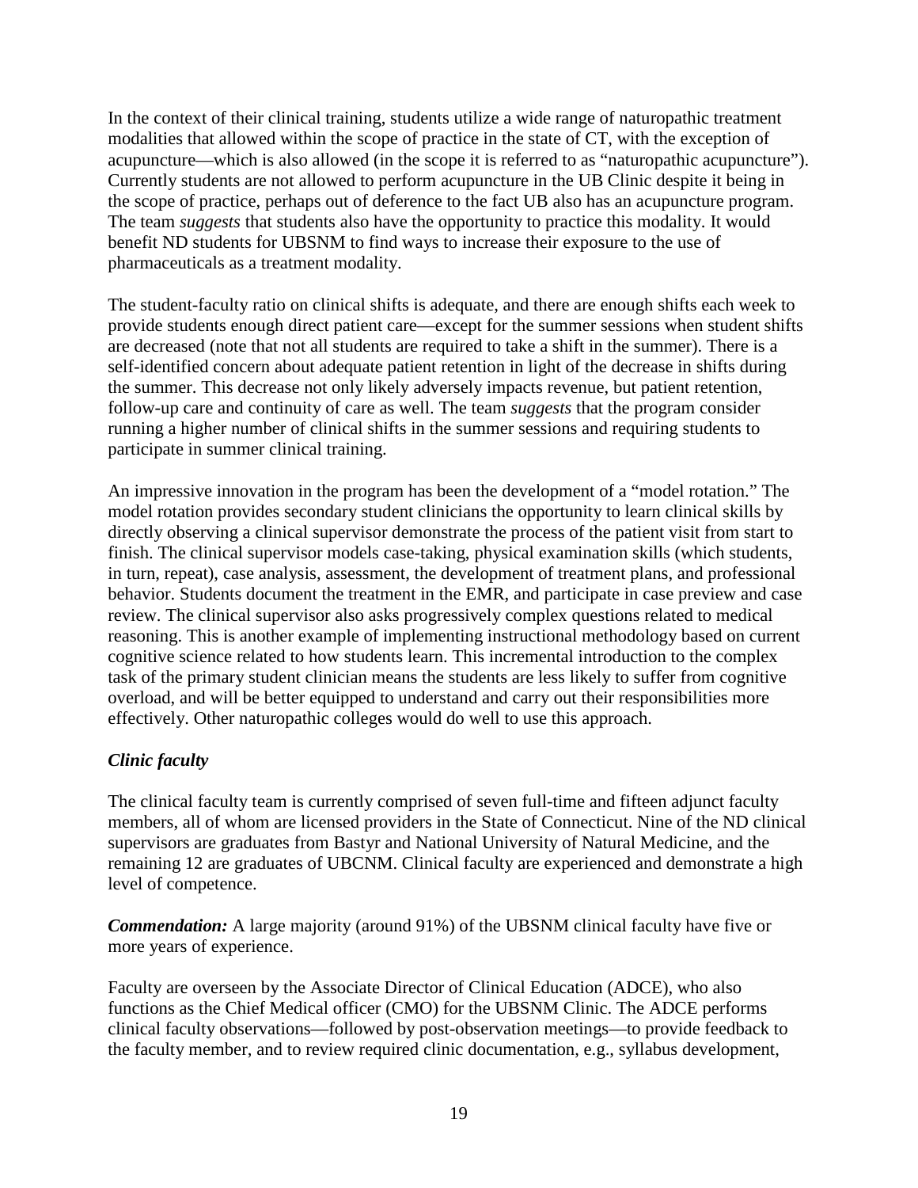In the context of their clinical training, students utilize a wide range of naturopathic treatment modalities that allowed within the scope of practice in the state of CT, with the exception of acupuncture—which is also allowed (in the scope it is referred to as "naturopathic acupuncture"). Currently students are not allowed to perform acupuncture in the UB Clinic despite it being in the scope of practice, perhaps out of deference to the fact UB also has an acupuncture program. The team *suggests* that students also have the opportunity to practice this modality. It would benefit ND students for UBSNM to find ways to increase their exposure to the use of pharmaceuticals as a treatment modality.

The student-faculty ratio on clinical shifts is adequate, and there are enough shifts each week to provide students enough direct patient care—except for the summer sessions when student shifts are decreased (note that not all students are required to take a shift in the summer). There is a self-identified concern about adequate patient retention in light of the decrease in shifts during the summer. This decrease not only likely adversely impacts revenue, but patient retention, follow-up care and continuity of care as well. The team *suggests* that the program consider running a higher number of clinical shifts in the summer sessions and requiring students to participate in summer clinical training.

An impressive innovation in the program has been the development of a "model rotation." The model rotation provides secondary student clinicians the opportunity to learn clinical skills by directly observing a clinical supervisor demonstrate the process of the patient visit from start to finish. The clinical supervisor models case-taking, physical examination skills (which students, in turn, repeat), case analysis, assessment, the development of treatment plans, and professional behavior. Students document the treatment in the EMR, and participate in case preview and case review. The clinical supervisor also asks progressively complex questions related to medical reasoning. This is another example of implementing instructional methodology based on current cognitive science related to how students learn. This incremental introduction to the complex task of the primary student clinician means the students are less likely to suffer from cognitive overload, and will be better equipped to understand and carry out their responsibilities more effectively. Other naturopathic colleges would do well to use this approach.

### *Clinic faculty*

The clinical faculty team is currently comprised of seven full-time and fifteen adjunct faculty members, all of whom are licensed providers in the State of Connecticut. Nine of the ND clinical supervisors are graduates from Bastyr and National University of Natural Medicine, and the remaining 12 are graduates of UBCNM. Clinical faculty are experienced and demonstrate a high level of competence.

***Commendation:*** A large majority (around 91%) of the UBSNM clinical faculty have five or more years of experience.

Faculty are overseen by the Associate Director of Clinical Education (ADCE), who also functions as the Chief Medical officer (CMO) for the UBSNM Clinic. The ADCE performs clinical faculty observations—followed by post-observation meetings—to provide feedback to the faculty member, and to review required clinic documentation, e.g., syllabus development,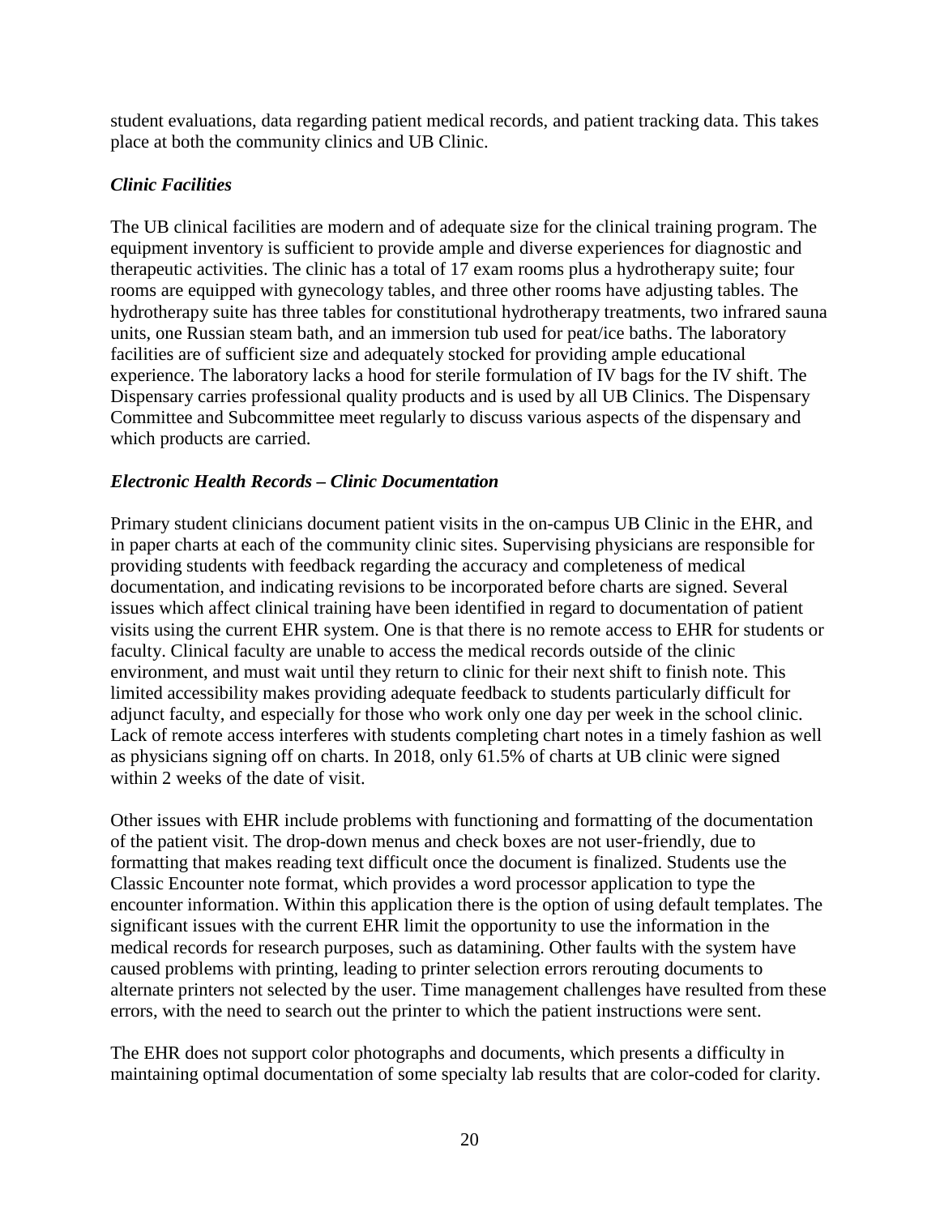student evaluations, data regarding patient medical records, and patient tracking data. This takes place at both the community clinics and UB Clinic.

### *Clinic Facilities*

The UB clinical facilities are modern and of adequate size for the clinical training program. The equipment inventory is sufficient to provide ample and diverse experiences for diagnostic and therapeutic activities. The clinic has a total of 17 exam rooms plus a hydrotherapy suite; four rooms are equipped with gynecology tables, and three other rooms have adjusting tables. The hydrotherapy suite has three tables for constitutional hydrotherapy treatments, two infrared sauna units, one Russian steam bath, and an immersion tub used for peat/ice baths. The laboratory facilities are of sufficient size and adequately stocked for providing ample educational experience. The laboratory lacks a hood for sterile formulation of IV bags for the IV shift. The Dispensary carries professional quality products and is used by all UB Clinics. The Dispensary Committee and Subcommittee meet regularly to discuss various aspects of the dispensary and which products are carried.

### *Electronic Health Records – Clinic Documentation*

Primary student clinicians document patient visits in the on-campus UB Clinic in the EHR, and in paper charts at each of the community clinic sites. Supervising physicians are responsible for providing students with feedback regarding the accuracy and completeness of medical documentation, and indicating revisions to be incorporated before charts are signed. Several issues which affect clinical training have been identified in regard to documentation of patient visits using the current EHR system. One is that there is no remote access to EHR for students or faculty. Clinical faculty are unable to access the medical records outside of the clinic environment, and must wait until they return to clinic for their next shift to finish note. This limited accessibility makes providing adequate feedback to students particularly difficult for adjunct faculty, and especially for those who work only one day per week in the school clinic. Lack of remote access interferes with students completing chart notes in a timely fashion as well as physicians signing off on charts. In 2018, only 61.5% of charts at UB clinic were signed within 2 weeks of the date of visit.

Other issues with EHR include problems with functioning and formatting of the documentation of the patient visit. The drop-down menus and check boxes are not user-friendly, due to formatting that makes reading text difficult once the document is finalized. Students use the Classic Encounter note format, which provides a word processor application to type the encounter information. Within this application there is the option of using default templates. The significant issues with the current EHR limit the opportunity to use the information in the medical records for research purposes, such as datamining. Other faults with the system have caused problems with printing, leading to printer selection errors rerouting documents to alternate printers not selected by the user. Time management challenges have resulted from these errors, with the need to search out the printer to which the patient instructions were sent.

The EHR does not support color photographs and documents, which presents a difficulty in maintaining optimal documentation of some specialty lab results that are color-coded for clarity.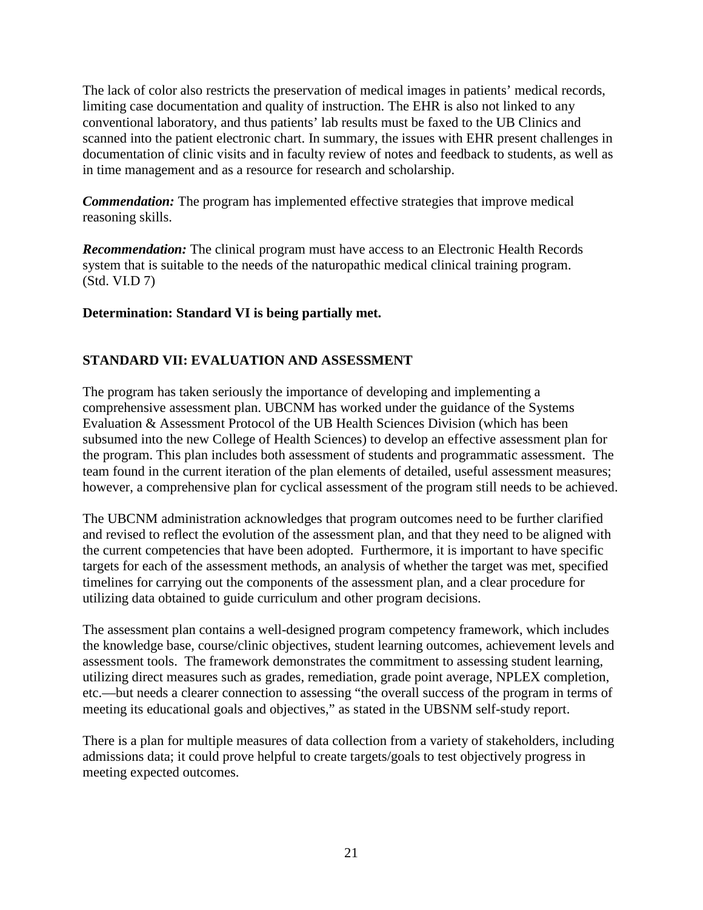The lack of color also restricts the preservation of medical images in patients' medical records, limiting case documentation and quality of instruction. The EHR is also not linked to any conventional laboratory, and thus patients' lab results must be faxed to the UB Clinics and scanned into the patient electronic chart. In summary, the issues with EHR present challenges in documentation of clinic visits and in faculty review of notes and feedback to students, as well as in time management and as a resource for research and scholarship.

***Commendation:*** The program has implemented effective strategies that improve medical reasoning skills.

***Recommendation:*** The clinical program must have access to an Electronic Health Records system that is suitable to the needs of the naturopathic medical clinical training program. (Std. VI.D 7)

**Determination: Standard VI is being partially met.**

## STANDARD VII: EVALUATION AND ASSESSMENT

The program has taken seriously the importance of developing and implementing a comprehensive assessment plan. UBCNM has worked under the guidance of the Systems Evaluation & Assessment Protocol of the UB Health Sciences Division (which has been subsumed into the new College of Health Sciences) to develop an effective assessment plan for the program. This plan includes both assessment of students and programmatic assessment. The team found in the current iteration of the plan elements of detailed, useful assessment measures; however, a comprehensive plan for cyclical assessment of the program still needs to be achieved.

The UBCNM administration acknowledges that program outcomes need to be further clarified and revised to reflect the evolution of the assessment plan, and that they need to be aligned with the current competencies that have been adopted. Furthermore, it is important to have specific targets for each of the assessment methods, an analysis of whether the target was met, specified timelines for carrying out the components of the assessment plan, and a clear procedure for utilizing data obtained to guide curriculum and other program decisions.

The assessment plan contains a well-designed program competency framework, which includes the knowledge base, course/clinic objectives, student learning outcomes, achievement levels and assessment tools. The framework demonstrates the commitment to assessing student learning, utilizing direct measures such as grades, remediation, grade point average, NPLEX completion, etc.—but needs a clearer connection to assessing "the overall success of the program in terms of meeting its educational goals and objectives," as stated in the UBSNM self-study report.

There is a plan for multiple measures of data collection from a variety of stakeholders, including admissions data; it could prove helpful to create targets/goals to test objectively progress in meeting expected outcomes.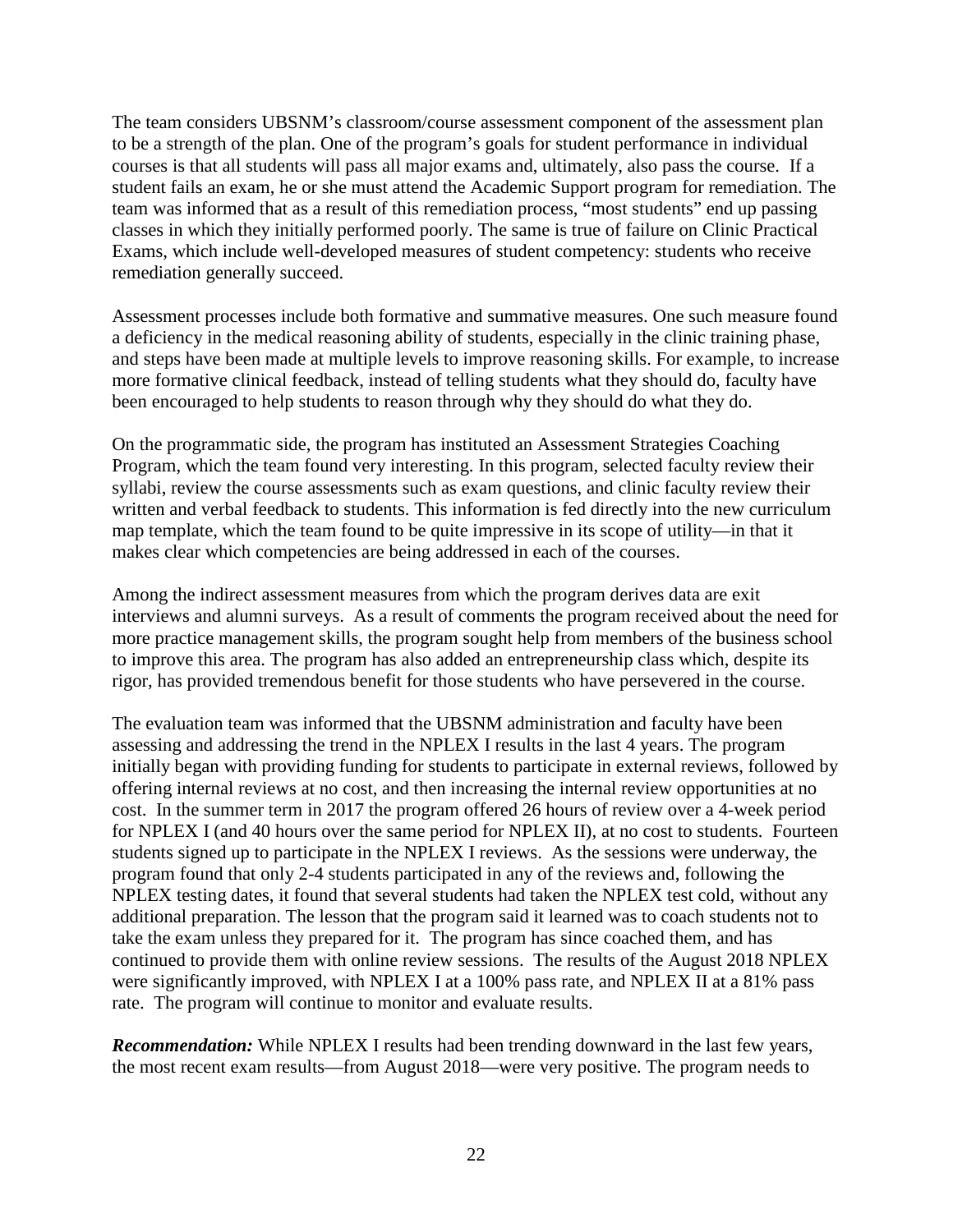The team considers UBSNM's classroom/course assessment component of the assessment plan to be a strength of the plan. One of the program's goals for student performance in individual courses is that all students will pass all major exams and, ultimately, also pass the course. If a student fails an exam, he or she must attend the Academic Support program for remediation. The team was informed that as a result of this remediation process, "most students" end up passing classes in which they initially performed poorly. The same is true of failure on Clinic Practical Exams, which include well-developed measures of student competency: students who receive remediation generally succeed.

Assessment processes include both formative and summative measures. One such measure found a deficiency in the medical reasoning ability of students, especially in the clinic training phase, and steps have been made at multiple levels to improve reasoning skills. For example, to increase more formative clinical feedback, instead of telling students what they should do, faculty have been encouraged to help students to reason through why they should do what they do.

On the programmatic side, the program has instituted an Assessment Strategies Coaching Program, which the team found very interesting. In this program, selected faculty review their syllabi, review the course assessments such as exam questions, and clinic faculty review their written and verbal feedback to students. This information is fed directly into the new curriculum map template, which the team found to be quite impressive in its scope of utility—in that it makes clear which competencies are being addressed in each of the courses.

Among the indirect assessment measures from which the program derives data are exit interviews and alumni surveys. As a result of comments the program received about the need for more practice management skills, the program sought help from members of the business school to improve this area. The program has also added an entrepreneurship class which, despite its rigor, has provided tremendous benefit for those students who have persevered in the course.

The evaluation team was informed that the UBSNM administration and faculty have been assessing and addressing the trend in the NPLEX I results in the last 4 years. The program initially began with providing funding for students to participate in external reviews, followed by offering internal reviews at no cost, and then increasing the internal review opportunities at no cost. In the summer term in 2017 the program offered 26 hours of review over a 4-week period for NPLEX I (and 40 hours over the same period for NPLEX II), at no cost to students. Fourteen students signed up to participate in the NPLEX I reviews. As the sessions were underway, the program found that only 2-4 students participated in any of the reviews and, following the NPLEX testing dates, it found that several students had taken the NPLEX test cold, without any additional preparation. The lesson that the program said it learned was to coach students not to take the exam unless they prepared for it. The program has since coached them, and has continued to provide them with online review sessions. The results of the August 2018 NPLEX were significantly improved, with NPLEX I at a 100% pass rate, and NPLEX II at a 81% pass rate. The program will continue to monitor and evaluate results.

***Recommendation:*** While NPLEX I results had been trending downward in the last few years, the most recent exam results—from August 2018—were very positive. The program needs to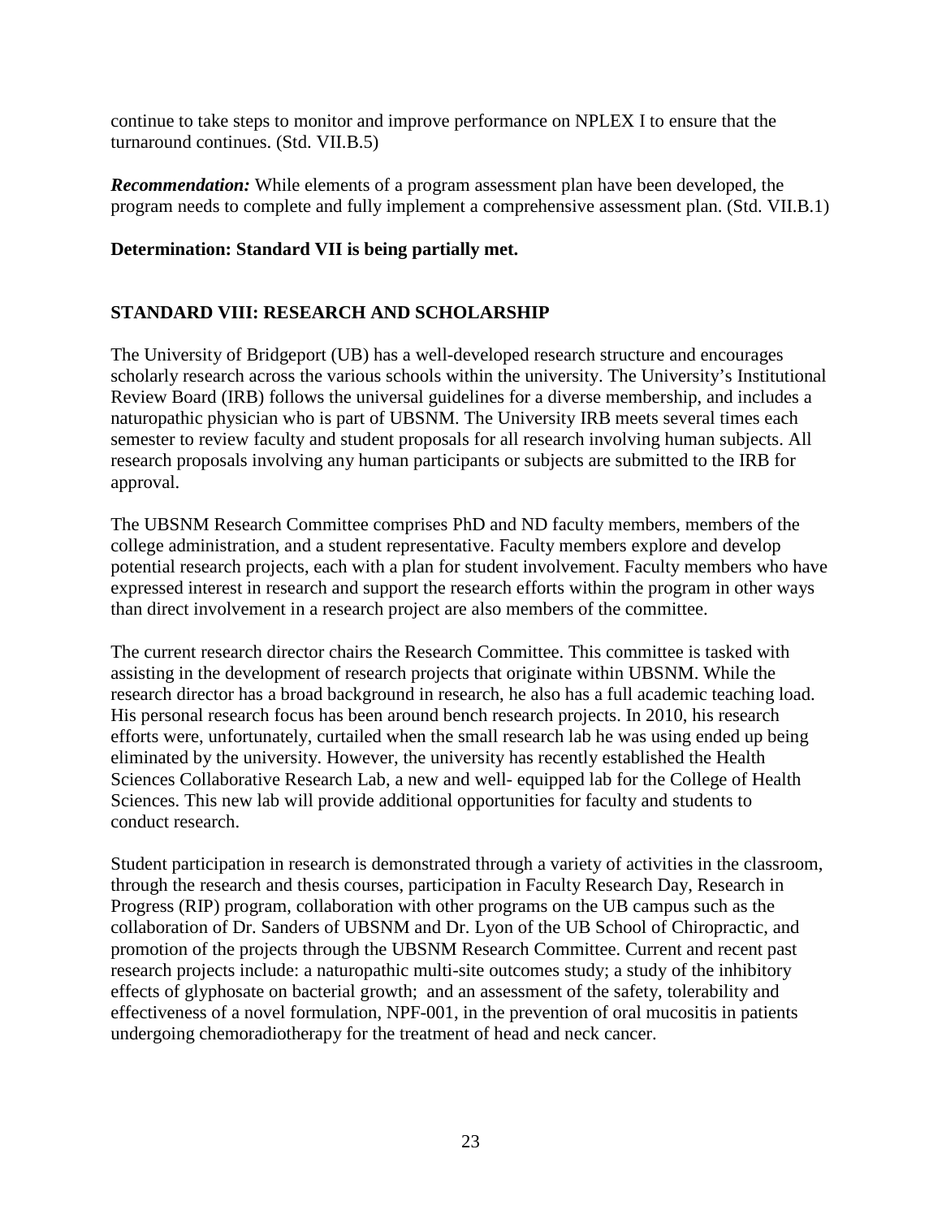continue to take steps to monitor and improve performance on NPLEX I to ensure that the turnaround continues. (Std. VII.B.5)

***Recommendation:*** While elements of a program assessment plan have been developed, the program needs to complete and fully implement a comprehensive assessment plan. (Std. VII.B.1)

**Determination: Standard VII is being partially met.**

## STANDARD VIII: RESEARCH AND SCHOLARSHIP

The University of Bridgeport (UB) has a well-developed research structure and encourages scholarly research across the various schools within the university. The University's Institutional Review Board (IRB) follows the universal guidelines for a diverse membership, and includes a naturopathic physician who is part of UBSNM. The University IRB meets several times each semester to review faculty and student proposals for all research involving human subjects. All research proposals involving any human participants or subjects are submitted to the IRB for approval.

The UBSNM Research Committee comprises PhD and ND faculty members, members of the college administration, and a student representative. Faculty members explore and develop potential research projects, each with a plan for student involvement. Faculty members who have expressed interest in research and support the research efforts within the program in other ways than direct involvement in a research project are also members of the committee.

The current research director chairs the Research Committee. This committee is tasked with assisting in the development of research projects that originate within UBSNM. While the research director has a broad background in research, he also has a full academic teaching load. His personal research focus has been around bench research projects. In 2010, his research efforts were, unfortunately, curtailed when the small research lab he was using ended up being eliminated by the university. However, the university has recently established the Health Sciences Collaborative Research Lab, a new and well- equipped lab for the College of Health Sciences. This new lab will provide additional opportunities for faculty and students to conduct research.

Student participation in research is demonstrated through a variety of activities in the classroom, through the research and thesis courses, participation in Faculty Research Day, Research in Progress (RIP) program, collaboration with other programs on the UB campus such as the collaboration of Dr. Sanders of UBSNM and Dr. Lyon of the UB School of Chiropractic, and promotion of the projects through the UBSNM Research Committee. Current and recent past research projects include: a naturopathic multi-site outcomes study; a study of the inhibitory effects of glyphosate on bacterial growth; and an assessment of the safety, tolerability and effectiveness of a novel formulation, NPF-001, in the prevention of oral mucositis in patients undergoing chemoradiotherapy for the treatment of head and neck cancer.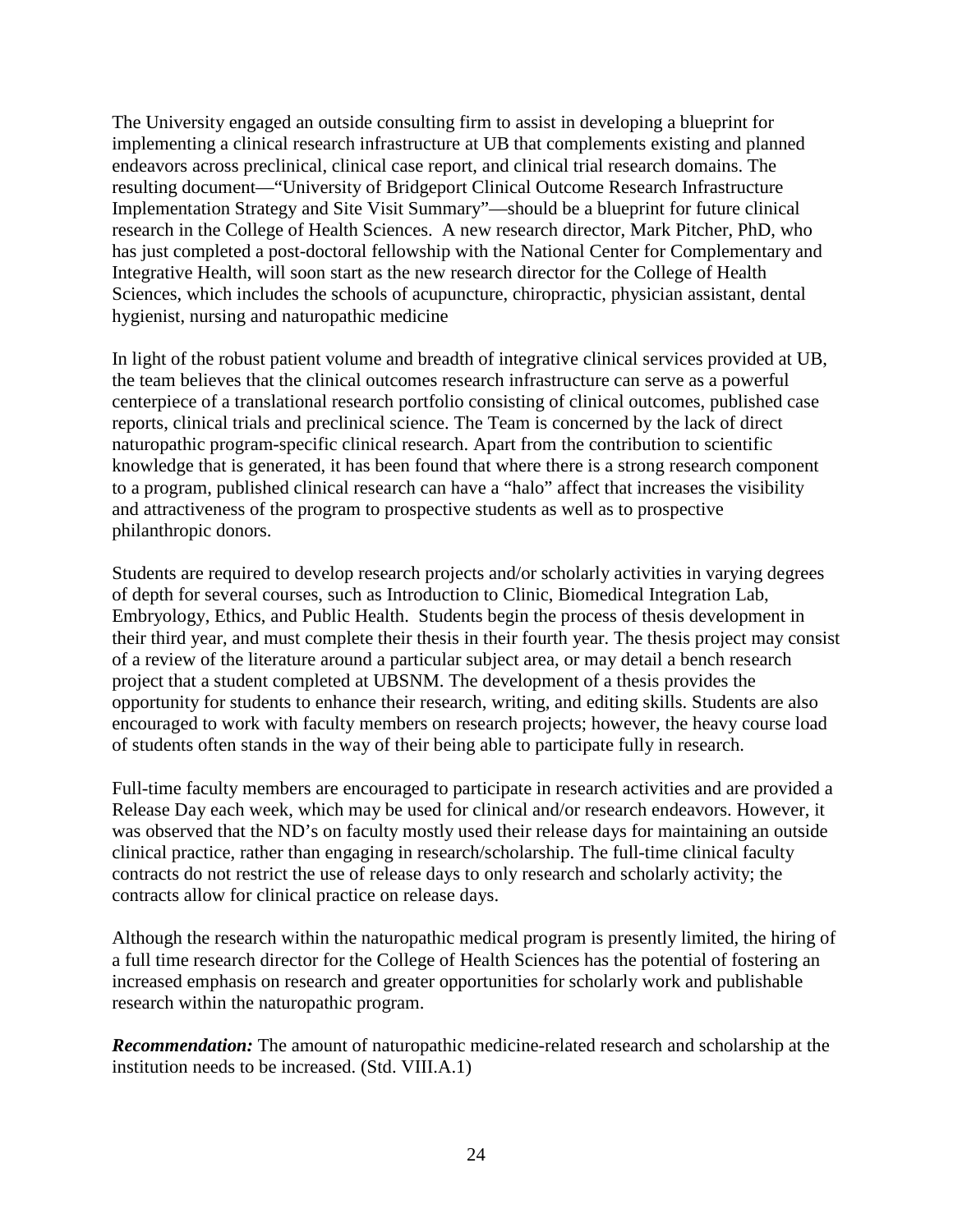The University engaged an outside consulting firm to assist in developing a blueprint for implementing a clinical research infrastructure at UB that complements existing and planned endeavors across preclinical, clinical case report, and clinical trial research domains. The resulting document—"University of Bridgeport Clinical Outcome Research Infrastructure Implementation Strategy and Site Visit Summary"—should be a blueprint for future clinical research in the College of Health Sciences. A new research director, Mark Pitcher, PhD, who has just completed a post-doctoral fellowship with the National Center for Complementary and Integrative Health, will soon start as the new research director for the College of Health Sciences, which includes the schools of acupuncture, chiropractic, physician assistant, dental hygienist, nursing and naturopathic medicine

In light of the robust patient volume and breadth of integrative clinical services provided at UB, the team believes that the clinical outcomes research infrastructure can serve as a powerful centerpiece of a translational research portfolio consisting of clinical outcomes, published case reports, clinical trials and preclinical science. The Team is concerned by the lack of direct naturopathic program-specific clinical research. Apart from the contribution to scientific knowledge that is generated, it has been found that where there is a strong research component to a program, published clinical research can have a "halo" affect that increases the visibility and attractiveness of the program to prospective students as well as to prospective philanthropic donors.

Students are required to develop research projects and/or scholarly activities in varying degrees of depth for several courses, such as Introduction to Clinic, Biomedical Integration Lab, Embryology, Ethics, and Public Health. Students begin the process of thesis development in their third year, and must complete their thesis in their fourth year. The thesis project may consist of a review of the literature around a particular subject area, or may detail a bench research project that a student completed at UBSNM. The development of a thesis provides the opportunity for students to enhance their research, writing, and editing skills. Students are also encouraged to work with faculty members on research projects; however, the heavy course load of students often stands in the way of their being able to participate fully in research.

Full-time faculty members are encouraged to participate in research activities and are provided a Release Day each week, which may be used for clinical and/or research endeavors. However, it was observed that the ND's on faculty mostly used their release days for maintaining an outside clinical practice, rather than engaging in research/scholarship. The full-time clinical faculty contracts do not restrict the use of release days to only research and scholarly activity; the contracts allow for clinical practice on release days.

Although the research within the naturopathic medical program is presently limited, the hiring of a full time research director for the College of Health Sciences has the potential of fostering an increased emphasis on research and greater opportunities for scholarly work and publishable research within the naturopathic program.

***Recommendation:*** The amount of naturopathic medicine-related research and scholarship at the institution needs to be increased. (Std. VIII.A.1)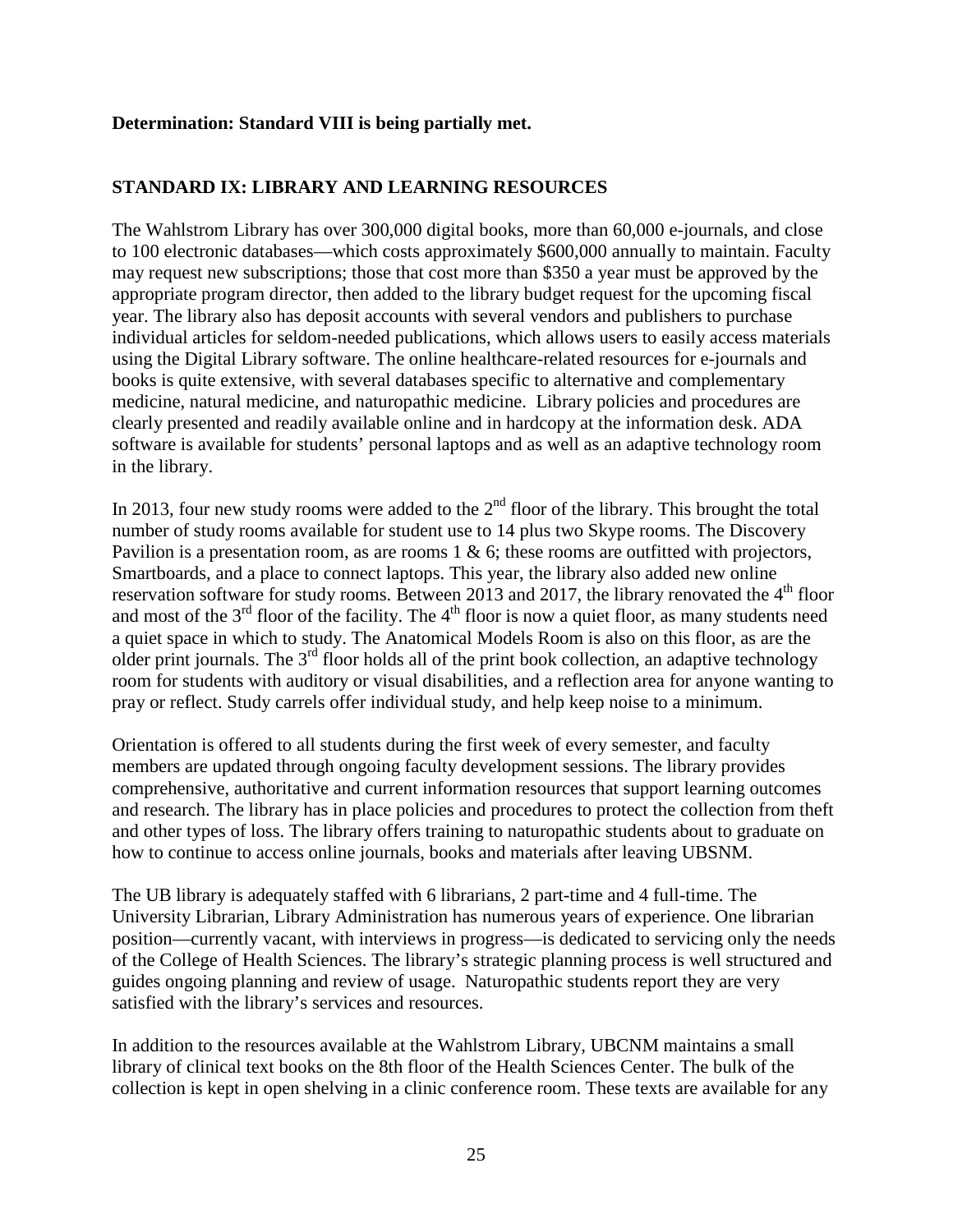**Determination: Standard VIII is being partially met.**

## STANDARD IX: LIBRARY AND LEARNING RESOURCES

The Wahlstrom Library has over 300,000 digital books, more than 60,000 e-journals, and close to 100 electronic databases—which costs approximately $600,000 annually to maintain. Faculty may request new subscriptions; those that cost more than $350 a year must be approved by the appropriate program director, then added to the library budget request for the upcoming fiscal year. The library also has deposit accounts with several vendors and publishers to purchase individual articles for seldom-needed publications, which allows users to easily access materials using the Digital Library software. The online healthcare-related resources for e-journals and books is quite extensive, with several databases specific to alternative and complementary medicine, natural medicine, and naturopathic medicine. Library policies and procedures are clearly presented and readily available online and in hardcopy at the information desk. ADA software is available for students' personal laptops and as well as an adaptive technology room in the library.

In 2013, four new study rooms were added to the 2nd floor of the library. This brought the total number of study rooms available for student use to 14 plus two Skype rooms. The Discovery Pavilion is a presentation room, as are rooms 1 & 6; these rooms are outfitted with projectors, Smartboards, and a place to connect laptops. This year, the library also added new online reservation software for study rooms. Between 2013 and 2017, the library renovated the 4th floor and most of the 3rd floor of the facility. The 4th floor is now a quiet floor, as many students need a quiet space in which to study. The Anatomical Models Room is also on this floor, as are the older print journals. The 3rd floor holds all of the print book collection, an adaptive technology room for students with auditory or visual disabilities, and a reflection area for anyone wanting to pray or reflect. Study carrels offer individual study, and help keep noise to a minimum.

Orientation is offered to all students during the first week of every semester, and faculty members are updated through ongoing faculty development sessions. The library provides comprehensive, authoritative and current information resources that support learning outcomes and research. The library has in place policies and procedures to protect the collection from theft and other types of loss. The library offers training to naturopathic students about to graduate on how to continue to access online journals, books and materials after leaving UBSNM.

The UB library is adequately staffed with 6 librarians, 2 part-time and 4 full-time. The University Librarian, Library Administration has numerous years of experience. One librarian position—currently vacant, with interviews in progress—is dedicated to servicing only the needs of the College of Health Sciences. The library's strategic planning process is well structured and guides ongoing planning and review of usage. Naturopathic students report they are very satisfied with the library's services and resources.

In addition to the resources available at the Wahlstrom Library, UBCNM maintains a small library of clinical text books on the 8th floor of the Health Sciences Center. The bulk of the collection is kept in open shelving in a clinic conference room. These texts are available for any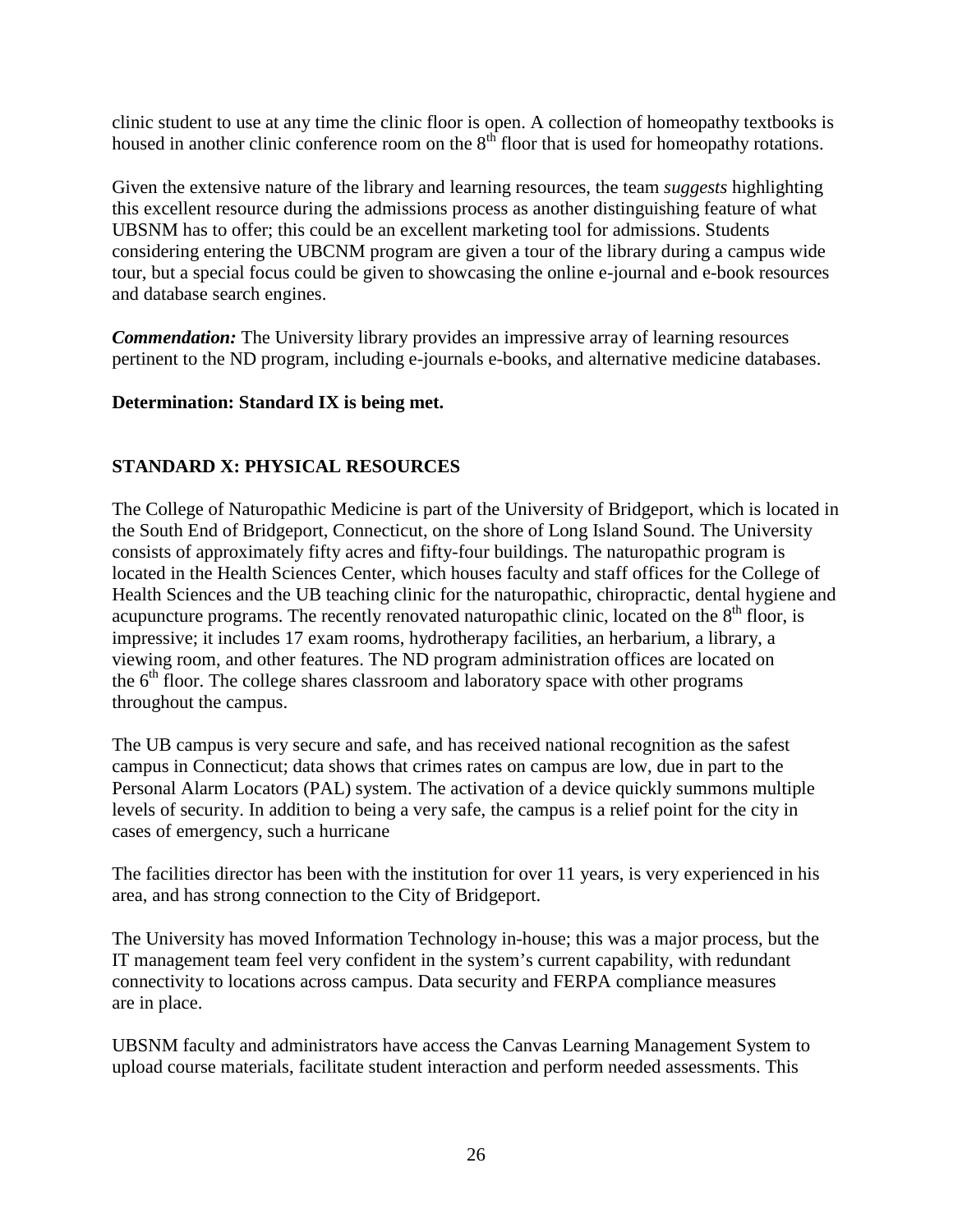clinic student to use at any time the clinic floor is open. A collection of homeopathy textbooks is housed in another clinic conference room on the 8th floor that is used for homeopathy rotations.

Given the extensive nature of the library and learning resources, the team *suggests* highlighting this excellent resource during the admissions process as another distinguishing feature of what UBSNM has to offer; this could be an excellent marketing tool for admissions. Students considering entering the UBCNM program are given a tour of the library during a campus wide tour, but a special focus could be given to showcasing the online e-journal and e-book resources and database search engines.

***Commendation:*** The University library provides an impressive array of learning resources pertinent to the ND program, including e-journals e-books, and alternative medicine databases.

**Determination: Standard IX is being met.**

## STANDARD X: PHYSICAL RESOURCES

The College of Naturopathic Medicine is part of the University of Bridgeport, which is located in the South End of Bridgeport, Connecticut, on the shore of Long Island Sound. The University consists of approximately fifty acres and fifty-four buildings. The naturopathic program is located in the Health Sciences Center, which houses faculty and staff offices for the College of Health Sciences and the UB teaching clinic for the naturopathic, chiropractic, dental hygiene and acupuncture programs. The recently renovated naturopathic clinic, located on the 8th floor, is impressive; it includes 17 exam rooms, hydrotherapy facilities, an herbarium, a library, a viewing room, and other features. The ND program administration offices are located on the 6th floor. The college shares classroom and laboratory space with other programs throughout the campus.

The UB campus is very secure and safe, and has received national recognition as the safest campus in Connecticut; data shows that crimes rates on campus are low, due in part to the Personal Alarm Locators (PAL) system. The activation of a device quickly summons multiple levels of security. In addition to being a very safe, the campus is a relief point for the city in cases of emergency, such a hurricane

The facilities director has been with the institution for over 11 years, is very experienced in his area, and has strong connection to the City of Bridgeport.

The University has moved Information Technology in-house; this was a major process, but the IT management team feel very confident in the system's current capability, with redundant connectivity to locations across campus. Data security and FERPA compliance measures are in place.

UBSNM faculty and administrators have access the Canvas Learning Management System to upload course materials, facilitate student interaction and perform needed assessments. This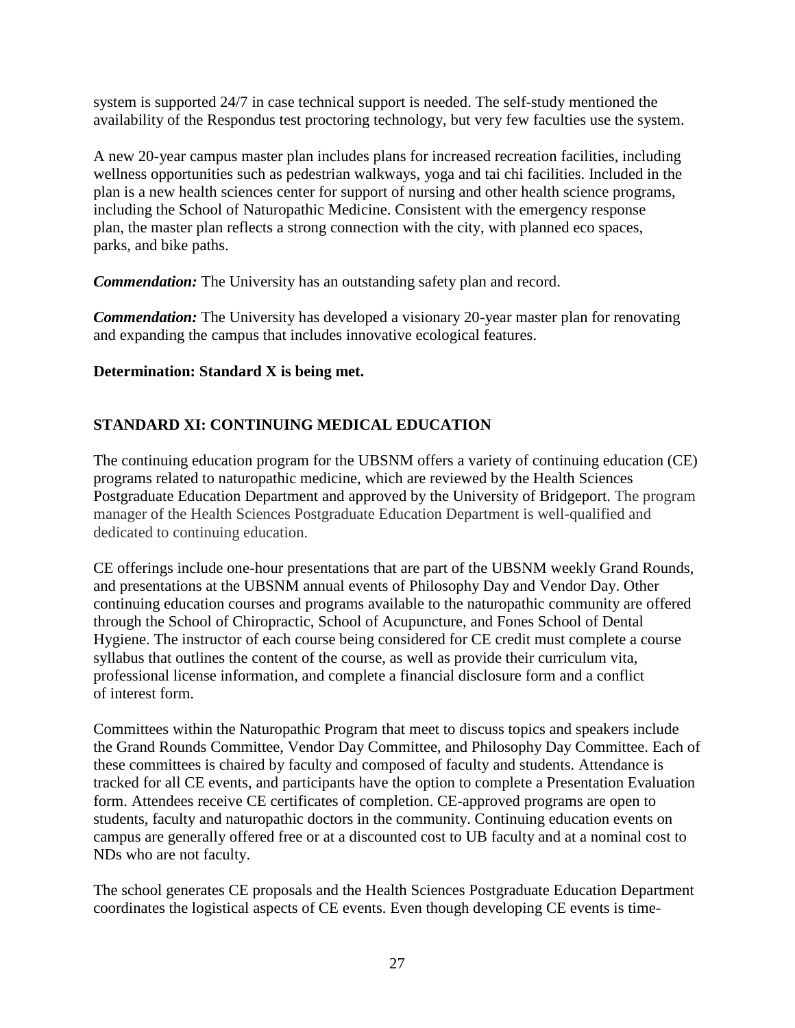system is supported 24/7 in case technical support is needed. The self-study mentioned the availability of the Respondus test proctoring technology, but very few faculties use the system.

A new 20-year campus master plan includes plans for increased recreation facilities, including wellness opportunities such as pedestrian walkways, yoga and tai chi facilities. Included in the plan is a new health sciences center for support of nursing and other health science programs, including the School of Naturopathic Medicine. Consistent with the emergency response plan, the master plan reflects a strong connection with the city, with planned eco spaces, parks, and bike paths.

***Commendation:*** The University has an outstanding safety plan and record.

***Commendation:*** The University has developed a visionary 20-year master plan for renovating and expanding the campus that includes innovative ecological features.

**Determination: Standard X is being met.**

## STANDARD XI: CONTINUING MEDICAL EDUCATION

The continuing education program for the UBSNM offers a variety of continuing education (CE) programs related to naturopathic medicine, which are reviewed by the Health Sciences Postgraduate Education Department and approved by the University of Bridgeport. The program manager of the Health Sciences Postgraduate Education Department is well-qualified and dedicated to continuing education.

CE offerings include one-hour presentations that are part of the UBSNM weekly Grand Rounds, and presentations at the UBSNM annual events of Philosophy Day and Vendor Day. Other continuing education courses and programs available to the naturopathic community are offered through the School of Chiropractic, School of Acupuncture, and Fones School of Dental Hygiene. The instructor of each course being considered for CE credit must complete a course syllabus that outlines the content of the course, as well as provide their curriculum vita, professional license information, and complete a financial disclosure form and a conflict of interest form.

Committees within the Naturopathic Program that meet to discuss topics and speakers include the Grand Rounds Committee, Vendor Day Committee, and Philosophy Day Committee. Each of these committees is chaired by faculty and composed of faculty and students. Attendance is tracked for all CE events, and participants have the option to complete a Presentation Evaluation form. Attendees receive CE certificates of completion. CE-approved programs are open to students, faculty and naturopathic doctors in the community. Continuing education events on campus are generally offered free or at a discounted cost to UB faculty and at a nominal cost to NDs who are not faculty.

The school generates CE proposals and the Health Sciences Postgraduate Education Department coordinates the logistical aspects of CE events. Even though developing CE events is time-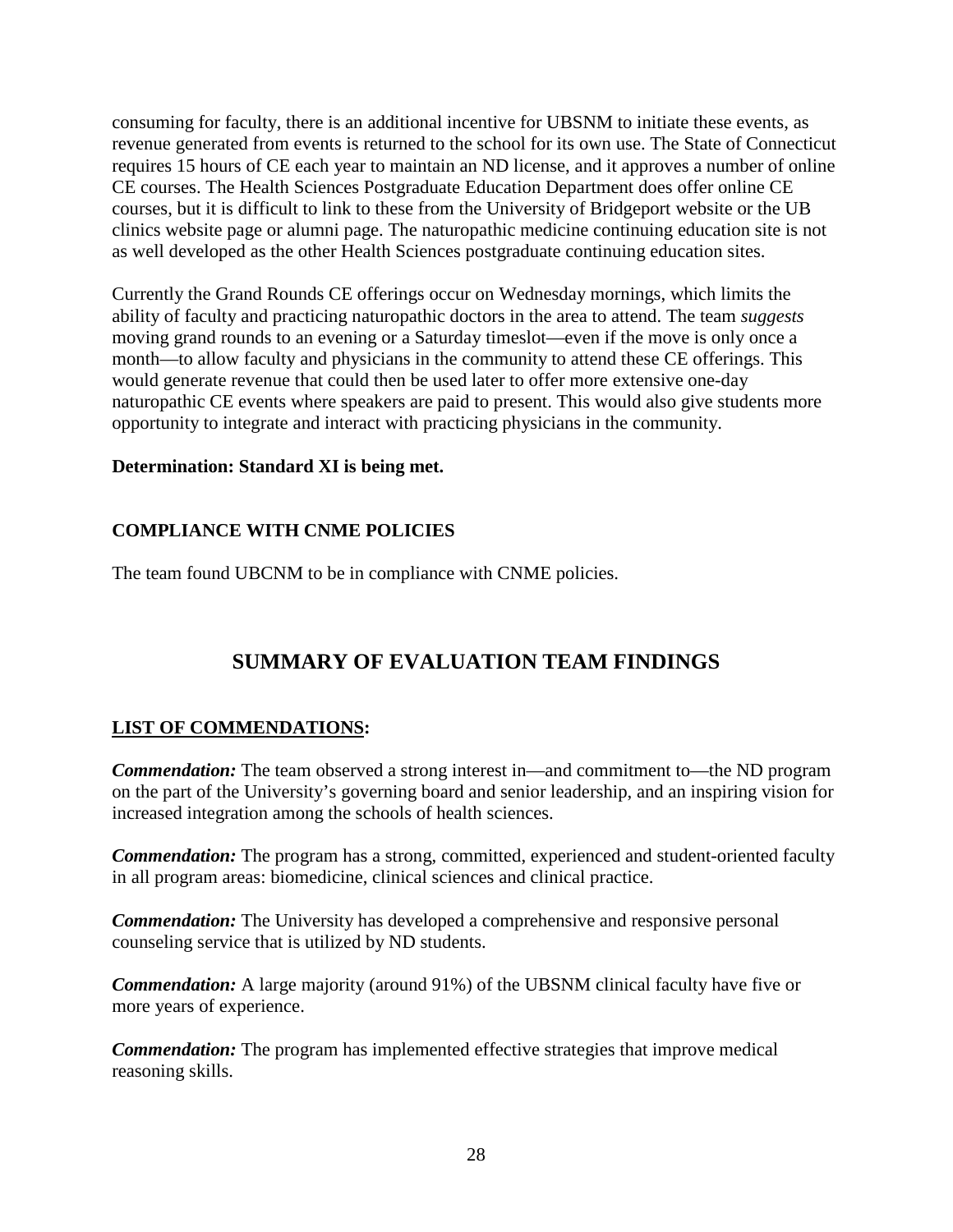consuming for faculty, there is an additional incentive for UBSNM to initiate these events, as revenue generated from events is returned to the school for its own use. The State of Connecticut requires 15 hours of CE each year to maintain an ND license, and it approves a number of online CE courses. The Health Sciences Postgraduate Education Department does offer online CE courses, but it is difficult to link to these from the University of Bridgeport website or the UB clinics website page or alumni page. The naturopathic medicine continuing education site is not as well developed as the other Health Sciences postgraduate continuing education sites.

Currently the Grand Rounds CE offerings occur on Wednesday mornings, which limits the ability of faculty and practicing naturopathic doctors in the area to attend. The team *suggests* moving grand rounds to an evening or a Saturday timeslot—even if the move is only once a month—to allow faculty and physicians in the community to attend these CE offerings. This would generate revenue that could then be used later to offer more extensive one-day naturopathic CE events where speakers are paid to present. This would also give students more opportunity to integrate and interact with practicing physicians in the community.

**Determination: Standard XI is being met.**

## COMPLIANCE WITH CNME POLICIES

The team found UBCNM to be in compliance with CNME policies.

# SUMMARY OF EVALUATION TEAM FINDINGS

## LIST OF COMMENDATIONS:

***Commendation:*** The team observed a strong interest in—and commitment to—the ND program on the part of the University's governing board and senior leadership, and an inspiring vision for increased integration among the schools of health sciences.

***Commendation:*** The program has a strong, committed, experienced and student-oriented faculty in all program areas: biomedicine, clinical sciences and clinical practice.

***Commendation:*** The University has developed a comprehensive and responsive personal counseling service that is utilized by ND students.

***Commendation:*** A large majority (around 91%) of the UBSNM clinical faculty have five or more years of experience.

***Commendation:*** The program has implemented effective strategies that improve medical reasoning skills.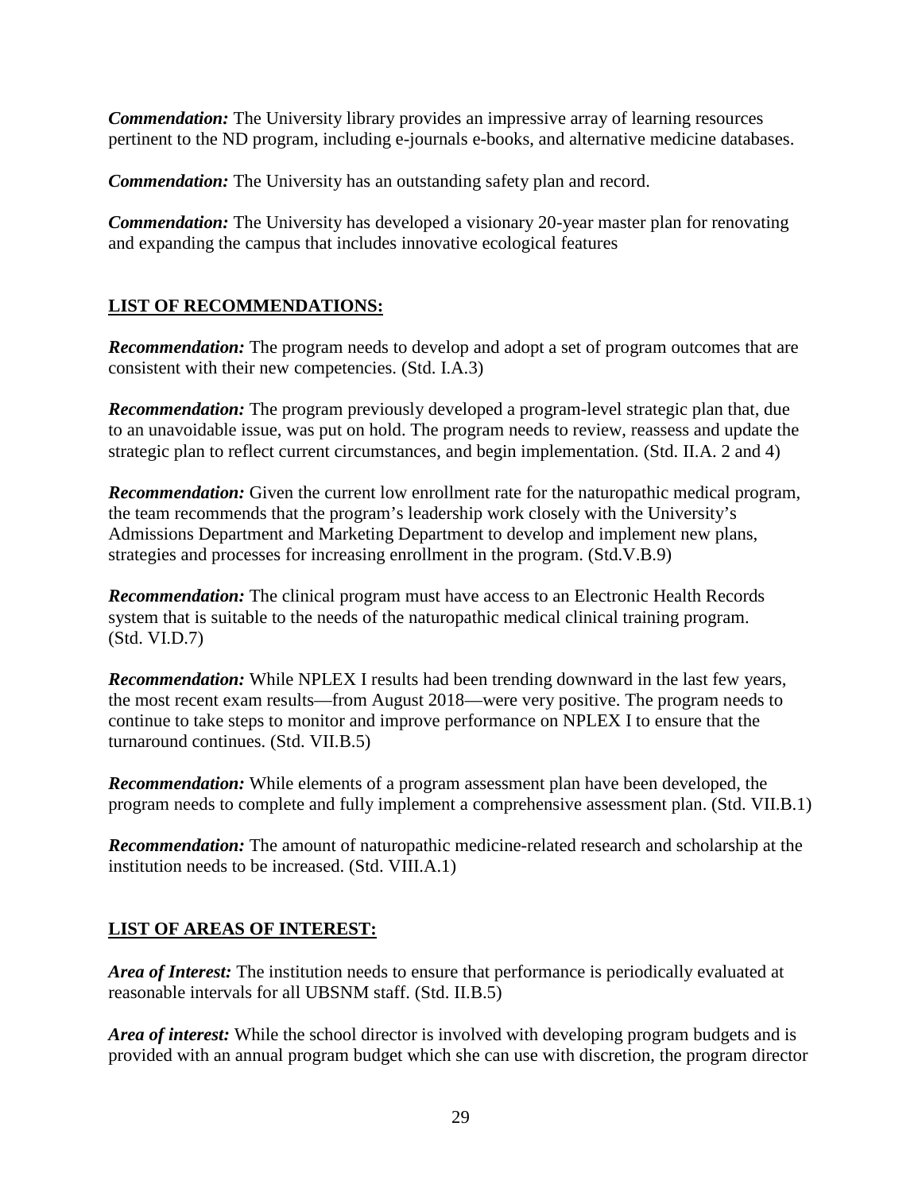***Commendation:*** The University library provides an impressive array of learning resources pertinent to the ND program, including e-journals e-books, and alternative medicine databases.

***Commendation:*** The University has an outstanding safety plan and record.

***Commendation:*** The University has developed a visionary 20-year master plan for renovating and expanding the campus that includes innovative ecological features

## LIST OF RECOMMENDATIONS:

***Recommendation:*** The program needs to develop and adopt a set of program outcomes that are consistent with their new competencies. (Std. I.A.3)

***Recommendation:*** The program previously developed a program-level strategic plan that, due to an unavoidable issue, was put on hold. The program needs to review, reassess and update the strategic plan to reflect current circumstances, and begin implementation. (Std. II.A. 2 and 4)

***Recommendation:*** Given the current low enrollment rate for the naturopathic medical program, the team recommends that the program's leadership work closely with the University's Admissions Department and Marketing Department to develop and implement new plans, strategies and processes for increasing enrollment in the program. (Std.V.B.9)

***Recommendation:*** The clinical program must have access to an Electronic Health Records system that is suitable to the needs of the naturopathic medical clinical training program. (Std. VI.D.7)

***Recommendation:*** While NPLEX I results had been trending downward in the last few years, the most recent exam results—from August 2018—were very positive. The program needs to continue to take steps to monitor and improve performance on NPLEX I to ensure that the turnaround continues. (Std. VII.B.5)

***Recommendation:*** While elements of a program assessment plan have been developed, the program needs to complete and fully implement a comprehensive assessment plan. (Std. VII.B.1)

***Recommendation:*** The amount of naturopathic medicine-related research and scholarship at the institution needs to be increased. (Std. VIII.A.1)

## LIST OF AREAS OF INTEREST:

***Area of Interest:*** The institution needs to ensure that performance is periodically evaluated at reasonable intervals for all UBSNM staff. (Std. II.B.5)

***Area of interest:*** While the school director is involved with developing program budgets and is provided with an annual program budget which she can use with discretion, the program director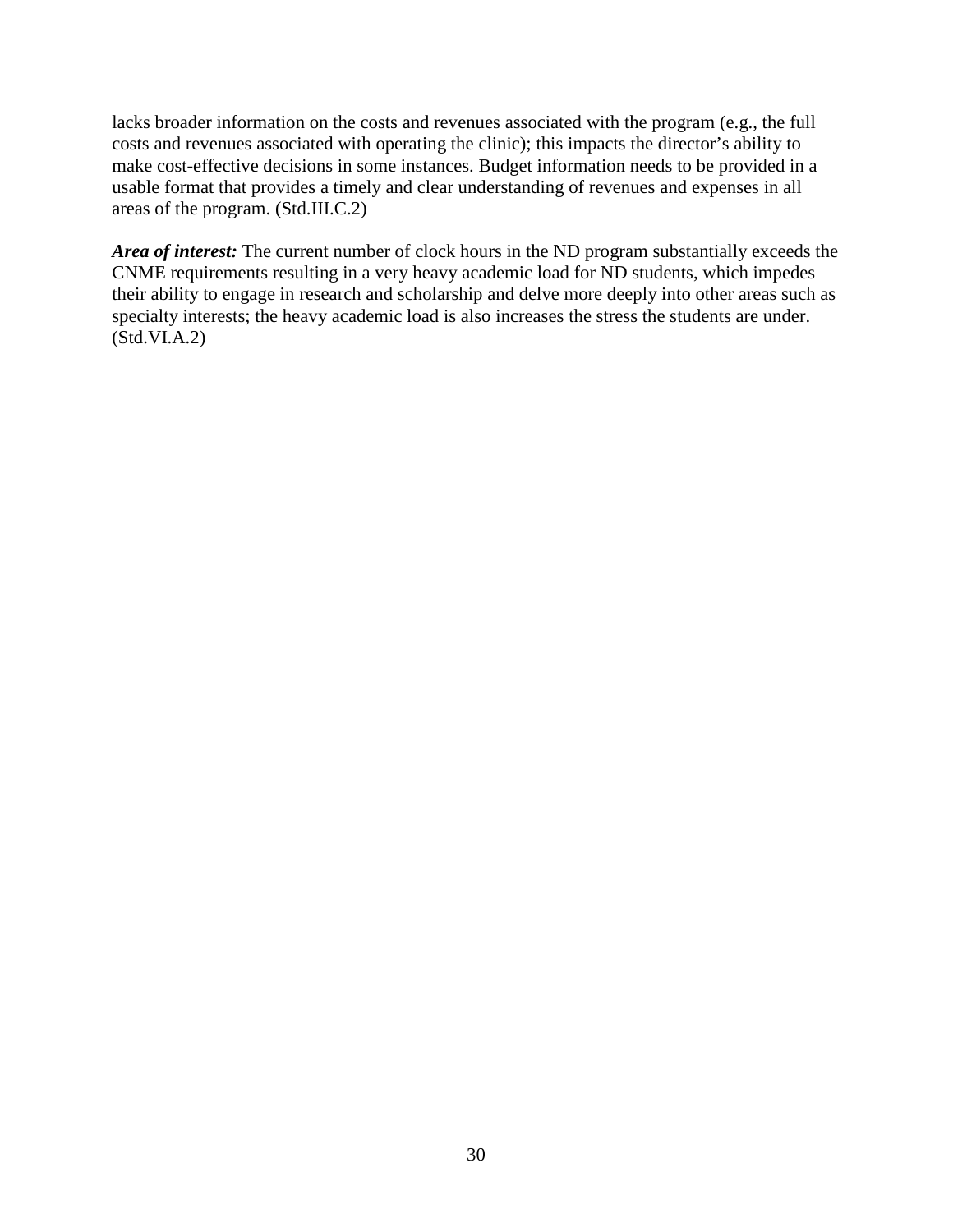lacks broader information on the costs and revenues associated with the program (e.g., the full costs and revenues associated with operating the clinic); this impacts the director's ability to make cost-effective decisions in some instances. Budget information needs to be provided in a usable format that provides a timely and clear understanding of revenues and expenses in all areas of the program. (Std.III.C.2)

***Area of interest:*** The current number of clock hours in the ND program substantially exceeds the CNME requirements resulting in a very heavy academic load for ND students, which impedes their ability to engage in research and scholarship and delve more deeply into other areas such as specialty interests; the heavy academic load is also increases the stress the students are under. (Std.VI.A.2)